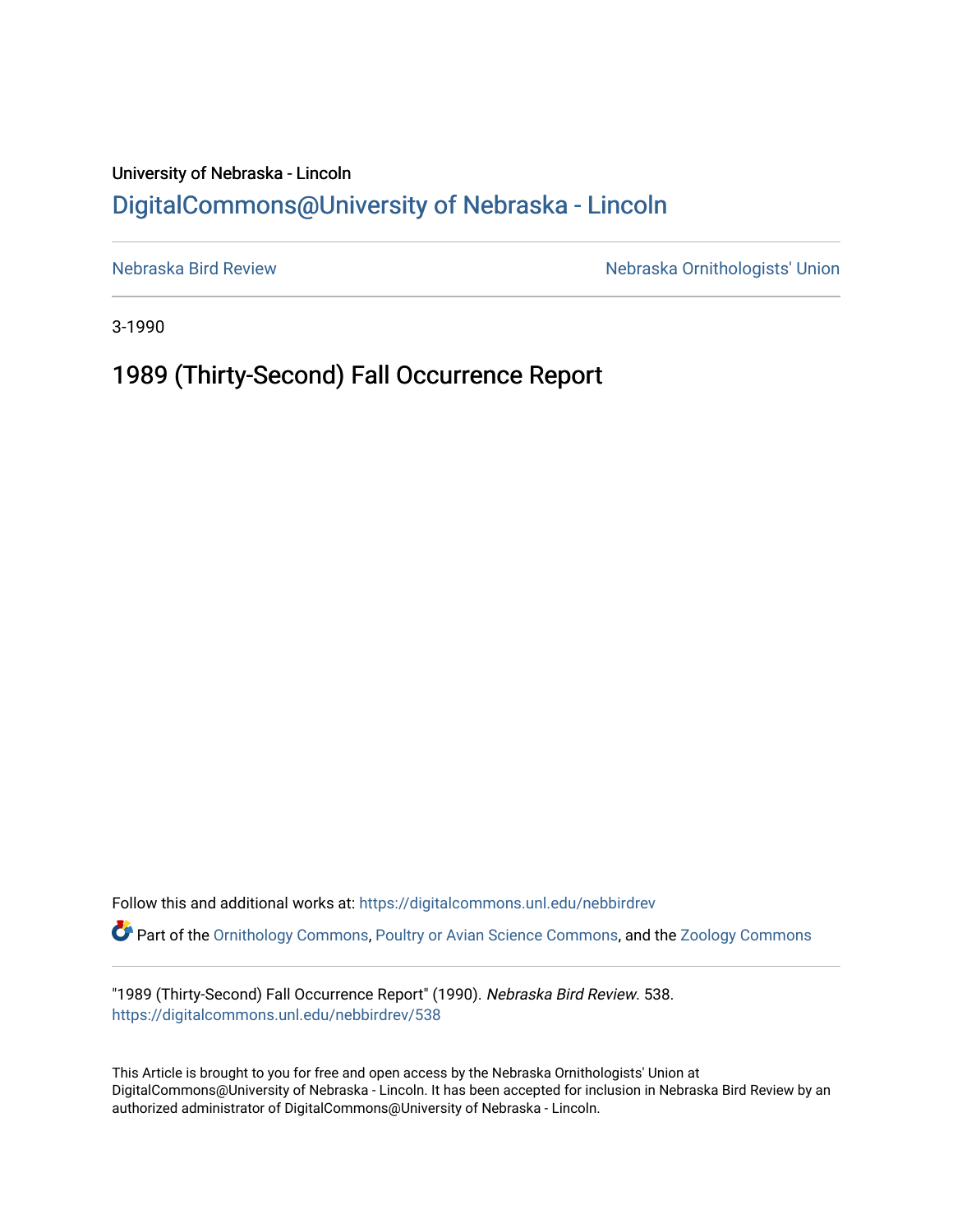University of Nebraska - Lincoln

# DigitalCommons@University of Nebraska - Lincoln

Nebraska Bird Review

Nebraska Ornithologists' Union

3-1990

## 1989 (Thirty-Second) Fall Occurrence Report

Follow this and additional works at: https://digitalcommons.unl.edu/nebbirdrev

Part of the Ornithology Commons, Poultry or Avian Science Commons, and the Zoology Commons

"1989 (Thirty-Second) Fall Occurrence Report" (1990). *Nebraska Bird Review*. 538.
https://digitalcommons.unl.edu/nebbirdrev/538

This Article is brought to you for free and open access by the Nebraska Ornithologists' Union at DigitalCommons@University of Nebraska - Lincoln. It has been accepted for inclusion in Nebraska Bird Review by an authorized administrator of DigitalCommons@University of Nebraska - Lincoln.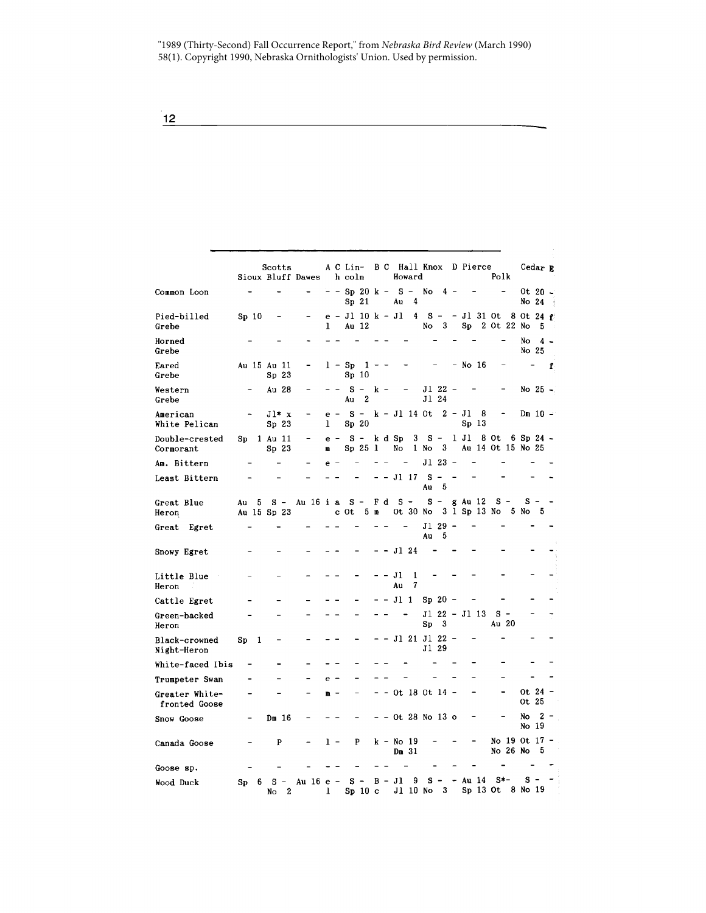| | Sioux | Scotts Bluff | Dawes | A | C | Lincoln | B | C | Hall Howard | Knox | D | Pierce | Polk | Cedar | E |
|---|---|---|---|---|---|---|---|---|---|---|---|---|---|---|---|
| Common Loon | - | - | - | - | - | Sp 20 Sp 21 | k | - | S - Au 4 | No 4 | - | - | - | Ot 20 No 24 | - |
| Pied-billed Grebe | Sp 10 | - | - | e l | - | Jl 10 Au 12 | k | - | Jl 4 | S - No 3 | - | Jl 31 Sp 2 | Ot 8 Ot 22 | Ot 24 No 5 | f |
| Horned Grebe | - | - | - | - | - | - | - | - | - | - | - | - | - | No 4 No 25 | - |
| Eared Grebe | Au 15 | Au 11 Sp 23 | - | l | - | Sp 1 Sp 10 | - | - | - | - | - | No 16 | - | - | f |
| Western Grebe | - | Au 28 | - | - | - | S - Au 2 | k | - | - | Jl 22 Jl 24 | - | - | - | No 25 | - |
| American White Pelican | - | Jl* x Sp 23 | - | e l | - | S - Sp 20 | k | - | Jl 14 | Ot 2 | - | Jl 8 Sp 13 | - | Dm 10 | - |
| Double-crested Cormorant | Sp 1 | Au 11 Sp 23 | - | e m | - | S - Sp 25 | k l | d | Sp 3 No 1 | S - No 3 | 1 | Jl 8 Au 14 | Ot 6 Ot 15 | Sp 24 No 25 | - |
| Am. Bittern | - | - | - | e | - | - | - | - | - | Jl 23 | - | - | - | - | - |
| Least Bittern | - | - | - | - | - | - | - | - | Jl 17 | S - Au 5 | - | - | - | - | - |
| Great Blue Heron | Au 5 Au 15 | S - Sp 23 | Au 16 | i | a c | S - Ot 5 | F | d m | S - Ot 30 | S - No 3 | g l | Au 12 Sp 13 | S - No 5 | S - No 5 | - |
| Great Egret | - | - | - | - | - | - | - | - | - | Jl 29 Au 5 | - | - | - | - | - |
| Snowy Egret | - | - | - | - | - | - | - | - | Jl 24 | - | - | - | - | - | - |
| Little Blue Heron | - | - | - | - | - | - | - | - | Jl 1 Au 7 | - | - | - | - | - | - |
| Cattle Egret | - | - | - | - | - | - | - | - | Jl 1 | Sp 20 | - | - | - | - | - |
| Green-backed Heron | - | - | - | - | - | - | - | - | - | Jl 22 Sp 3 | - | Jl 13 | S - Au 20 | - | - |
| Black-crowned Night-Heron | Sp 1 | - | - | - | - | - | - | - | Jl 21 | Jl 22 Jl 29 | - | - | - | - | - |
| White-faced Ibis | - | - | - | - | - | - | - | - | - | - | - | - | - | - | - |
| Trumpeter Swan | - | - | - | e | - | - | - | - | - | - | - | - | - | - | - |
| Greater White-fronted Goose | - | - | - | m | - | - | - | - | Ot 18 | Ot 14 | - | - | - | Ot 24 Ot 25 | - |
| Snow Goose | - | Dm 16 | - | - | - | - | - | - | Ot 28 | No 13 | o | - | - | No 2 No 19 | - |
| Canada Goose | - | P | - | l | - | P | k | - | No 19 Dm 31 | - | - | - | No 19 No 26 | Ot 17 No 5 | - |
| Goose sp. | - | - | - | - | - | - | - | - | - | - | - | - | - | - | - |
| Wood Duck | Sp 6 | S - No 2 | Au 16 | e l | - | S - Sp 10 | B c | - | Jl 9 Jl 10 | S - No 3 | - | Au 14 Sp 13 | S*- Ot 8 | S - No 19 | - |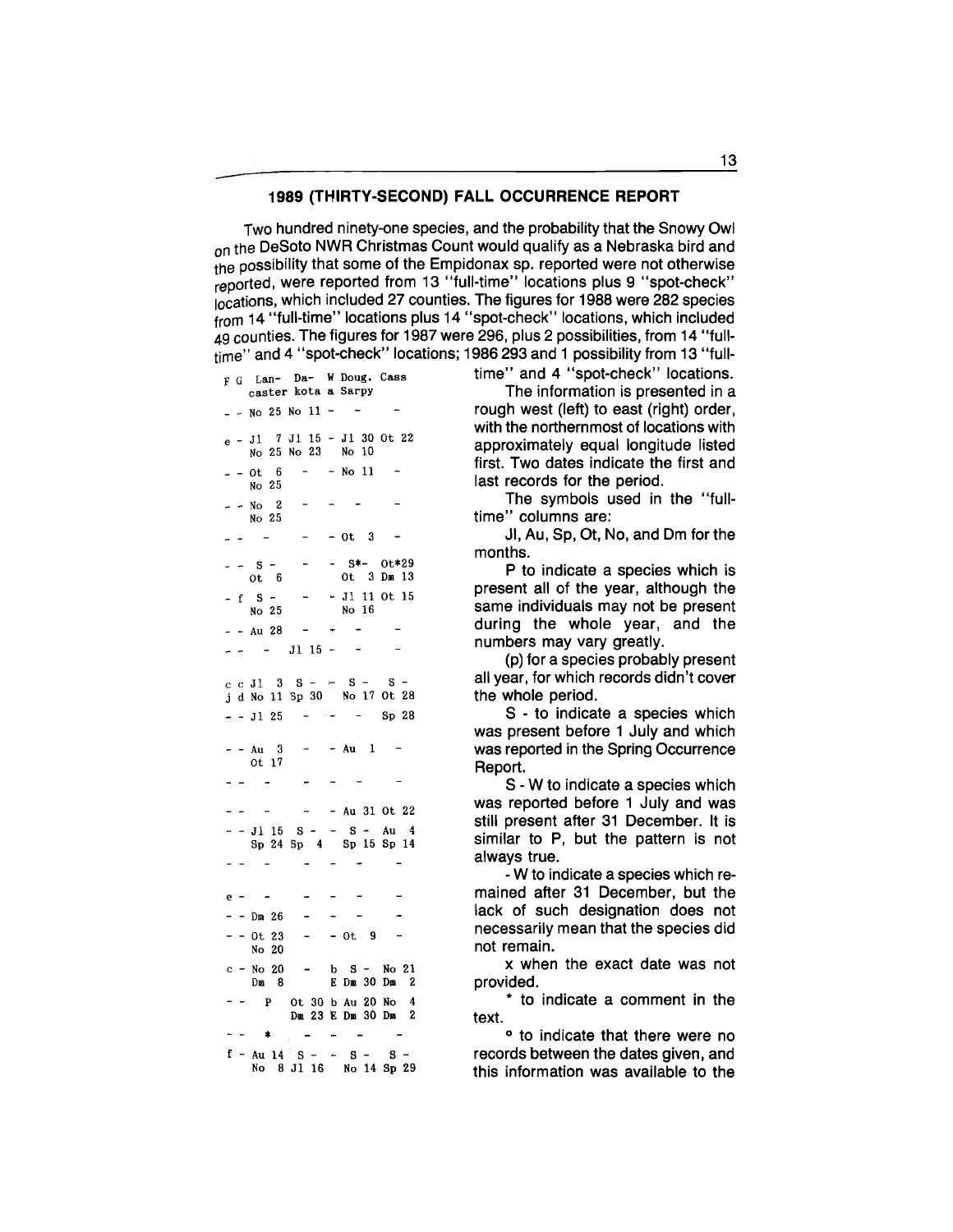## 1989 (THIRTY-SECOND) FALL OCCURRENCE REPORT

Two hundred ninety-one species, and the probability that the Snowy Owl on the DeSoto NWR Christmas Count would qualify as a Nebraska bird and the possibility that some of the Empidonax sp. reported were not otherwise reported, were reported from 13 "full-time" locations plus 9 "spot-check" locations, which included 27 counties. The figures for 1988 were 282 species from 14 "full-time" locations plus 14 "spot-check" locations, which included 49 counties. The figures for 1987 were 296, plus 2 possibilities, from 14 "full-time" and 4 "spot-check" locations; 1986 293 and 1 possibility from 13 "full-time" and 4 "spot-check" locations.

The information is presented in a rough west (left) to east (right) order, with the northernmost of locations with approximately equal longitude listed first. Two dates indicate the first and last records for the period.

The symbols used in the "full-time" columns are:

Jl, Au, Sp, Ot, No, and Dm for the months.

P to indicate a species which is present all of the year, although the same individuals may not be present during the whole year, and the numbers may vary greatly.

(p) for a species probably present all year, for which records didn't cover the whole period.

S - to indicate a species which was present before 1 July and which was reported in the Spring Occurrence Report.

S - W to indicate a species which was reported before 1 July and was still present after 31 December. It is similar to P, but the pattern is not always true.

- W to indicate a species which remained after 31 December, but the lack of such designation does not necessarily mean that the species did not remain.

x when the exact date was not provided.

* to indicate a comment in the text.

° to indicate that there were no records between the dates given, and this information was available to the

| F | G | Lancaster | Dakota | W | Doug. Sarpy | Cass |
|---|---|---|---|---|---|---|
| - | - | No 25 | No 11 | - | - | - |
| e | - | Jl 7 No 25 | Jl 15 No 23 | - | Jl 30 No 10 | Ot 22 |
| - | - | Ot 6 No 25 | - | - | No 11 | - |
| - | - | No 2 No 25 | - | - | - | - |
| - | - | - | - | - | Ot 3 | - |
| - | - | S - Ot 6 | - | - | S*- Ot 3 | Ot*29 Dm 13 |
| - | f | S - No 25 | - | - | Jl 11 No 16 | Ot 15 |
| - | - | Au 28 | - | - | - | - |
| - | - | - | Jl 15 | - | - | - |
| c j | c d | Jl 3 No 11 | S - Sp 30 | - | S - No 17 | S - Ot 28 |
| - | - | Jl 25 | - | - | - | Sp 28 |
| - | - | Au 3 Ot 17 | - | - | Au 1 | - |
| - | - | - | - | - | - | - |
| - | - | - | - | - | Au 31 | Ot 22 |
| - | - | Jl 15 Sp 24 | S - Sp 4 | - | S - Sp 15 | Au 4 Sp 14 |
| - | - | - | - | - | - | - |
| e | - | - | - | - | - | - |
| - | - | Dm 26 | - | - | - | - |
| - | - | Ot 23 No 20 | - | - | Ot 9 | - |
| c | - | No 20 Dm 8 | - | b E | S - Dm 30 | No 21 Dm 2 |
| - | - | P | Ot 30 Dm 23 | b E | Au 20 Dm 30 | No 4 Dm 2 |
| - | - | * | - | - | - | - |
| f | - | Au 14 No 8 | S - Jl 16 | - | S - No 14 | S - Sp 29 |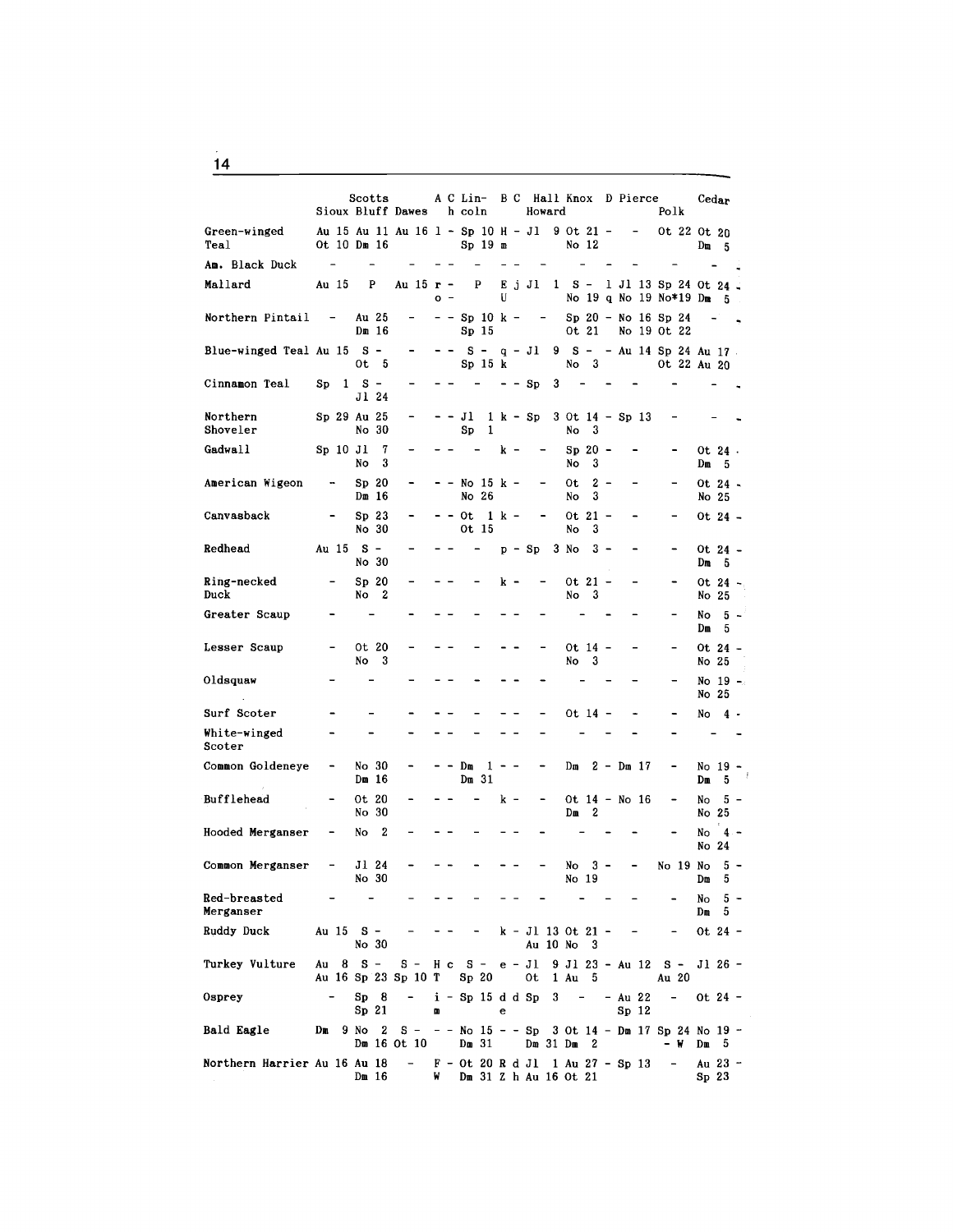| | Sioux | Scotts Bluff | Dawes | A | C | Lincoln | B | C | Hall Howard | Knox | D | Pierce | Polk | Cedar | |
|---|---|---|---|---|---|---|---|---|---|---|---|---|---|---|---|
| Green-winged Teal | Au 15<br>Ot 10 | Au 11<br>Dm 16 | Au 16 | 1 | - | Sp 10<br>Sp 19 | H<br>m | - | Jl 9 | Ot 21<br>No 12 | - | - | Ot 22 | Ot 20<br>Dm 5 | |
| Am. Black Duck | - | - | - | - | - | - | - | - | - | - | - | - | - | - | - |
| Mallard | Au 15 | P | Au 15 | r<br>o | -<br>- | P | E<br>U | j | Jl 1 | S -<br>No 19 | 1<br>q | Jl 13<br>No 19 | Sp 24<br>No*19 | Ot 24<br>Dm 5 | - |
| Northern Pintail | - | Au 25<br>Dm 16 | - | - | - | Sp 10<br>Sp 15 | k | - | - | Sp 20<br>Ot 21 | - | No 16<br>No 19 | Sp 24<br>Ot 22 | - | - |
| Blue-winged Teal | Au 15 | S -<br>Ot 5 | - | - | - | S -<br>Sp 15 | q<br>k | - | Jl 9 | S -<br>No 3 | - | Au 14 | Sp 24<br>Ot 22 | Au 17<br>Au 20 | |
| Cinnamon Teal | Sp 1 | S -<br>Jl 24 | - | - | - | - | - | - | Sp 3 | - | - | - | - | - | - |
| Northern Shoveler | Sp 29 | Au 25<br>No 30 | - | - | - | Jl 1<br>Sp 1 | k | - | Sp 3 | Ot 14<br>No 3 | - | Sp 13 | - | - | - |
| Gadwall | Sp 10 | Jl 7<br>No 3 | - | - | - | - | k | - | - | Sp 20<br>No 3 | - | - | - | Ot 24<br>Dm 5 | |
| American Wigeon | - | Sp 20<br>Dm 16 | - | - | - | No 15<br>No 26 | k | - | - | Ot 2<br>No 3 | - | - | - | Ot 24<br>No 25 | - |
| Canvasback | - | Sp 23<br>No 30 | - | - | - | Ot 1<br>Ot 15 | k | - | - | Ot 21<br>No 3 | - | - | - | Ot 24 | - |
| Redhead | Au 15 | S -<br>No 30 | - | - | - | - | p | - | Sp 3 | No 3 | - | - | - | Ot 24<br>Dm 5 | - |
| Ring-necked Duck | - | Sp 20<br>No 2 | - | - | - | - | k | - | - | Ot 21<br>No 3 | - | - | - | Ot 24<br>No 25 | - |
| Greater Scaup | - | - | - | - | - | - | - | - | - | - | - | - | - | No 5<br>Dm 5 | - |
| Lesser Scaup | - | Ot 20<br>No 3 | - | - | - | - | - | - | - | Ot 14<br>No 3 | - | - | - | Ot 24<br>No 25 | - |
| Oldsquaw | - | - | - | - | - | - | - | - | - | - | - | - | - | No 19<br>No 25 | - |
| Surf Scoter | - | - | - | - | - | - | - | - | - | Ot 14 | - | - | - | No 4 | - |
| White-winged Scoter | - | - | - | - | - | - | - | - | - | - | - | - | - | - | - |
| Common Goldeneye | - | No 30<br>Dm 16 | - | - | - | Dm 1<br>Dm 31 | - | - | - | Dm 2 | - | Dm 17 | - | No 19<br>Dm 5 | - |
| Bufflehead | - | Ot 20<br>No 30 | - | - | - | - | k | - | - | Ot 14<br>Dm 2 | - | No 16 | - | No 5<br>No 25 | - |
| Hooded Merganser | - | No 2 | - | - | - | - | - | - | - | - | - | - | - | No 4<br>No 24 | - |
| Common Merganser | - | Jl 24<br>No 30 | - | - | - | - | - | - | - | No 3<br>No 19 | - | - | No 19 | No 5<br>Dm 5 | - |
| Red-breasted Merganser | - | - | - | - | - | - | - | - | - | - | - | - | - | No 5<br>Dm 5 | - |
| Ruddy Duck | Au 15 | S -<br>No 30 | - | - | - | - | k | - | Jl 13<br>Au 10 | Ot 21<br>No 3 | - | - | - | Ot 24 | - |
| Turkey Vulture | Au 8<br>Au 16 | S -<br>Sp 23 | S -<br>Sp 10 | H<br>T | c | S -<br>Sp 20 | e | - | Jl 9<br>Ot 1 | Jl 23<br>Au 5 | - | Au 12 | S -<br>Au 20 | Jl 26 | - |
| Osprey | - | Sp 8<br>Sp 21 | - | i<br>m | - | Sp 15 | d<br>e | d | Sp 3 | - | - | Au 22<br>Sp 12 | - | Ot 24 | - |
| Bald Eagle | Dm 9 | No 2<br>Dm 16 | S -<br>Ot 10 | - | - | No 15<br>Dm 31 | - | - | Sp 3<br>Dm 31 | Ot 14<br>Dm 2 | - | Dm 17 | Sp 24<br>- W | No 19<br>Dm 5 | - |
| Northern Harrier | Au 16 | Au 18<br>Dm 16 | - | F<br>W | - | Ot 20<br>Dm 31 | R<br>Z | d<br>h | Jl 1<br>Au 16 | Au 27<br>Ot 21 | - | Sp 13 | - | Au 23<br>Sp 23 | - |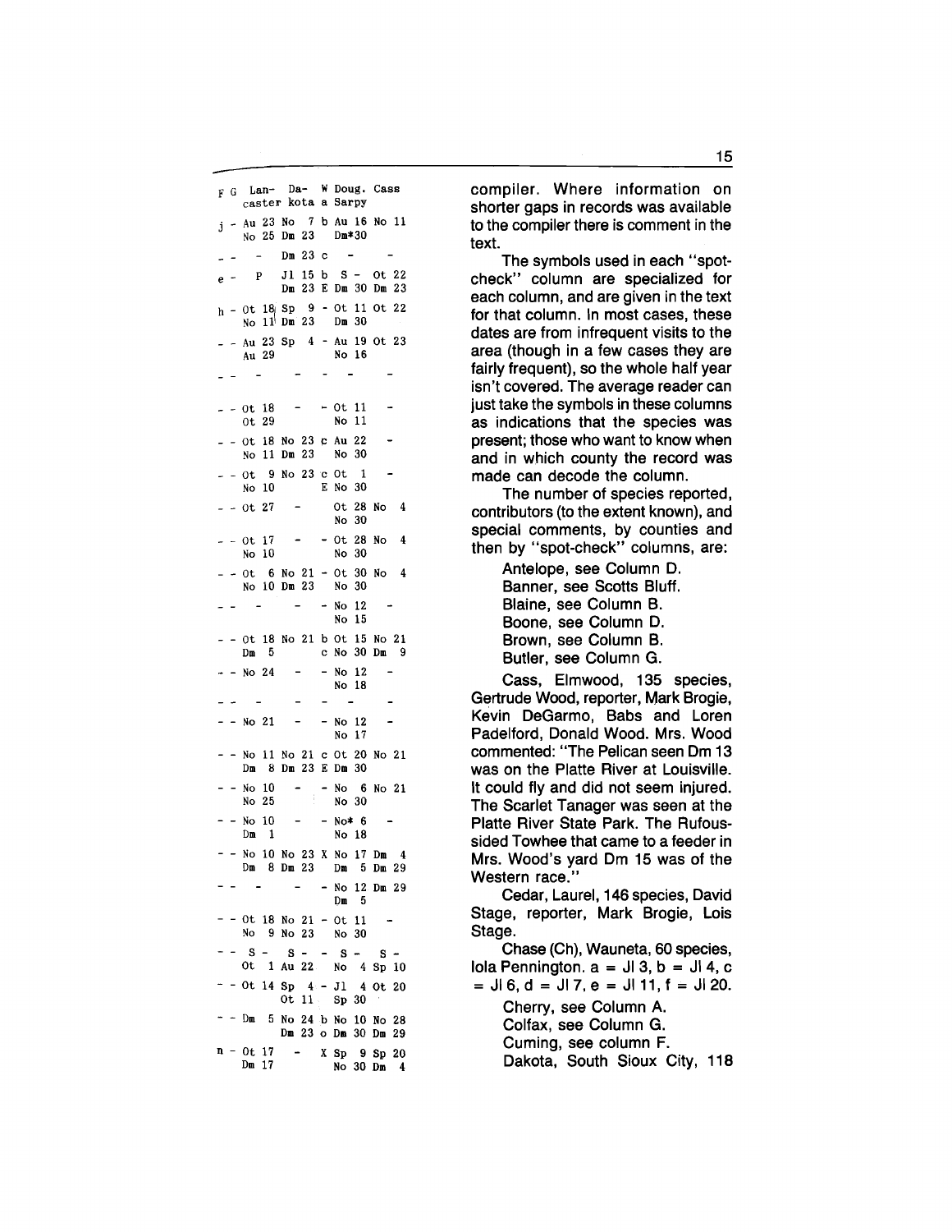| F | G | Lan-caster | Da-kota | W a | Doug. Sarpy | Cass |
|---|---|---|---|---|---|---|
| j | - | Au 23 No 25 | No 7 Dm 23 | b | Au 16 Dm*30 | No 11 |
| - | - | - | Dm 23 | c | - | - |
| e | - | P | Jl 15 Dm 23 | b E | S - Dm 30 | Ot 22 Dm 23 |
| h | - | Ot 18 No 11 | Sp 9 Dm 23 | - | Ot 11 Dm 30 | Ot 22 |
| - | - | Au 23 Au 29 | Sp 4 | - | Au 19 No 16 | Ot 23 |
| - | - | - | - | - | - | - |
| - | - | Ot 18 Ot 29 | - | - | Ot 11 No 11 | - |
| - | - | Ot 18 No 11 | No 23 Dm 23 | c | Au 22 No 30 | - |
| - | - | Ot 9 No 10 | No 23 | c E | Ot 1 No 30 | - |
| - | - | Ot 27 | - | | Ot 28 No 30 | No 4 |
| - | - | Ot 17 No 10 | - | - | Ot 28 No 30 | No 4 |
| - | - | Ot 6 No 10 | No 21 Dm 23 | - | Ot 30 No 30 | No 4 |
| - | - | - | - | - | No 12 No 15 | - |
| - | - | Ot 18 Dm 5 | No 21 | b c | Ot 15 No 30 | No 21 Dm 9 |
| - | - | No 24 | - | - | No 12 No 18 | - |
| - | - | - | - | - | - | - |
| - | - | No 21 | - | - | No 12 No 17 | - |
| - | - | No 11 Dm 8 | No 21 Dm 23 | c E | Ot 20 Dm 30 | No 21 |
| - | - | No 10 No 25 | - | - | No 6 No 30 | No 21 |
| - | - | No 10 Dm 1 | - | - | No* 6 No 18 | - |
| - | - | No 10 Dm 8 | No 23 Dm 23 | X | No 17 Dm 5 | Dm 4 Dm 29 |
| - | - | - | - | - | No 12 Dm 5 | Dm 29 |
| - | - | Ot 18 No 9 | No 21 No 23 | - | Ot 11 No 30 | - |
| - | - | S - Ot 1 | S - Au 22 | - | S - No 4 | S - Sp 10 |
| - | - | Ot 14 | Sp 4 Ot 11 | - | Jl 4 Sp 30 | Ot 20 |
| - | - | Dm 5 | No 24 Dm 23 | b o | No 10 Dm 30 | No 28 Dm 29 |
| n | - | Ot 17 Dm 17 | - | X | Sp 9 No 30 | Sp 20 Dm 4 |

compiler. Where information on shorter gaps in records was available to the compiler there is comment in the text.

The symbols used in each "spot-check" column are specialized for each column, and are given in the text for that column. In most cases, these dates are from infrequent visits to the area (though in a few cases they are fairly frequent), so the whole half year isn't covered. The average reader can just take the symbols in these columns as indications that the species was present; those who want to know when and in which county the record was made can decode the column.

The number of species reported, contributors (to the extent known), and special comments, by counties and then by "spot-check" columns, are:

Antelope, see Column D.
Banner, see Scotts Bluff.
Blaine, see Column B.
Boone, see Column D.
Brown, see Column B.
Butler, see Column G.

Cass, Elmwood, 135 species, Gertrude Wood, reporter, Mark Brogie, Kevin DeGarmo, Babs and Loren Padelford, Donald Wood. Mrs. Wood commented: "The Pelican seen Dm 13 was on the Platte River at Louisville. It could fly and did not seem injured. The Scarlet Tanager was seen at the Platte River State Park. The Rufous-sided Towhee that came to a feeder in Mrs. Wood's yard Dm 15 was of the Western race."

Cedar, Laurel, 146 species, David Stage, reporter, Mark Brogie, Lois Stage.

Chase (Ch), Wauneta, 60 species, Iola Pennington. a = Jl 3, b = Jl 4, c = Jl 6, d = Jl 7, e = Jl 11, f = Jl 20.

Cherry, see Column A.
Colfax, see Column G.
Cuming, see column F.
Dakota, South Sioux City, 118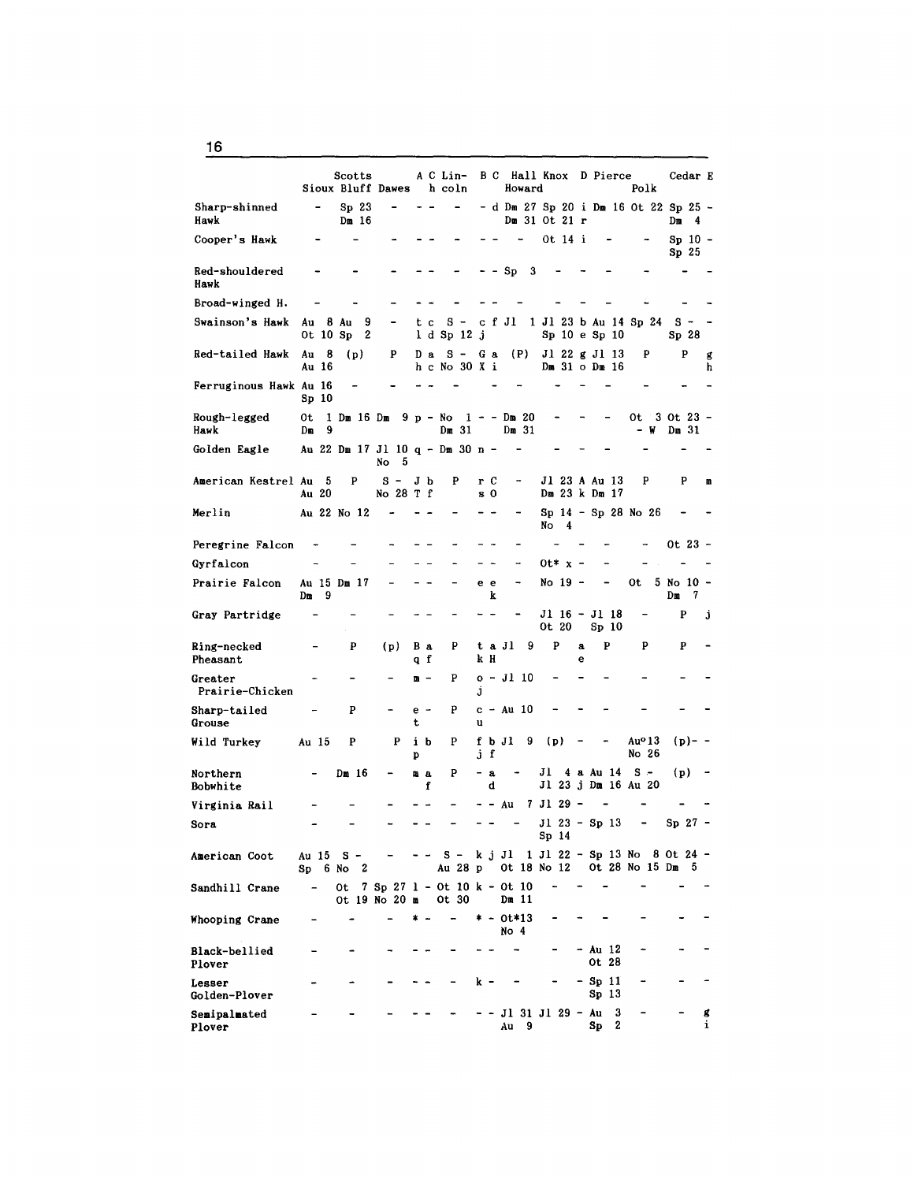| | | Scotts | | A | C | Lin- | B | C | Hall | Knox | D | Pierce | | Cedar | E |
|---|---|---|---|---|---|---|---|---|---|---|---|---|---|---|---|
| | Sioux | Bluff | Dawes | | h | coln | | | Howard | | | | Polk | | |
| Sharp-shinned Hawk | - | Sp 23 Dm 16 | - | - | - | - | - | d | Dm 27 Dm 31 | Sp 20 Ot 21 | i r | Dm 16 | Ot 22 | Sp 25 Dm 4 | - |
| Cooper's Hawk | - | - | - | - | - | - | - | - | - | Ot 14 | i | - | - | Sp 10 Sp 25 | - |
| Red-shouldered Hawk | - | - | - | - | - | - | - | - | Sp 3 | - | - | - | - | - | - |
| Broad-winged H. | - | - | - | - | - | - | - | - | - | - | - | - | - | - | - |
| Swainson's Hawk | Au 8 Ot 10 | Au 9 Sp 2 | - | t l | c d | S - Sp 12 | c j | f | Jl 1 | Jl 23 Sp 10 | b e | Au 14 Sp 10 | Sp 24 | S - Sp 28 | - |
| Red-tailed Hawk | Au 8 Au 16 | (p) | P | D h | a c | S - No 30 | G X | a i | (P) | Jl 22 Dm 31 | g o | Jl 13 Dm 16 | P | P | g h |
| Ferruginous Hawk | Au 16 Sp 10 | - | - | - | - | - | - | - | - | - | - | - | - | - | - |
| Rough-legged Hawk | Ot 1 Dm 9 | Dm 16 | Dm 9 | p | - | No 1 Dm 31 | - | - | Dm 20 Dm 31 | - | - | - | Ot 3 - W | Ot 23 Dm 31 | - |
| Golden Eagle | Au 22 | Dm 17 | Jl 10 No 5 | q | - | Dm 30 | n | - | - | - | - | - | - | - | - |
| American Kestrel | Au 5 Au 20 | P | S - No 28 | J T | b f | P | r s | C O | - | Jl 23 Dm 23 | A k | Au 13 Dm 17 | P | P | m |
| Merlin | Au 22 | No 12 | - | - | - | - | - | - | - | Sp 14 No 4 | - | Sp 28 | No 26 | - | - |
| Peregrine Falcon | - | - | - | - | - | - | - | - | - | - | - | - | - | Ot 23 | - |
| Gyrfalcon | - | - | - | - | - | - | - | - | - | Ot* | x | - | - | - | - |
| Prairie Falcon | Au 15 Dm 9 | Dm 17 | - | - | - | - | e | e k | - | No 19 | - | - | Ot 5 | No 10 Dm 7 | - |
| Gray Partridge | - | - | - | - | - | - | - | - | - | Jl 16 Ot 20 | - | Jl 18 Sp 10 | - | P | j |
| Ring-necked Pheasant | - | P | (p) | B q | a f | P | t k | a H | Jl 9 | P | a e | P | P | P | - |
| Greater Prairie-Chicken | - | - | - | m | - | P | o j | - | Jl 10 | - | - | - | - | - | - |
| Sharp-tailed Grouse | - | P | - | e t | - | P | c u | - | Au 10 | - | - | - | - | - | - |
| Wild Turkey | Au 15 | P | P | i p | b | P | f j | b f | Jl 9 | (p) | - | - | Au°13 No 26 | (p)- | - |
| Northern Bobwhite | - | Dm 16 | - | m | a f | P | - | a d | - | Jl 4 Jl 23 | a j | Au 14 Dm 16 | S - Au 20 | (p) | - |
| Virginia Rail | - | - | - | - | - | - | - | - | Au 7 | Jl 29 | - | - | - | - | - |
| Sora | - | - | - | - | - | - | - | - | - | Jl 23 Sp 14 | - | Sp 13 | - | Sp 27 | - |
| American Coot | Au 15 Sp 6 | S - No 2 | - | - | - | S - Au 28 | k p | j | Jl 1 Ot 18 | Jl 22 No 12 | - | Sp 13 Ot 28 | No 8 No 15 | Ot 24 Dm 5 | - |
| Sandhill Crane | - | Ot 7 Ot 19 | Sp 27 No 20 | l m | - | Ot 10 Ot 30 | k | - | Ot 10 Dm 11 | - | - | - | - | - | - |
| Whooping Crane | - | - | - | * | - | - | * | - | Ot*13 No 4 | - | - | - | - | - | - |
| Black-bellied Plover | - | - | - | - | - | - | - | - | - | - | - | Au 12 Ot 28 | - | - | - |
| Lesser Golden-Plover | - | - | - | - | - | - | k | - | - | - | - | Sp 11 Sp 13 | - | - | - |
| Semipalmated Plover | - | - | - | - | - | - | - | - | Jl 31 Au 9 | Jl 29 | - | Au 3 Sp 2 | - | - | g i |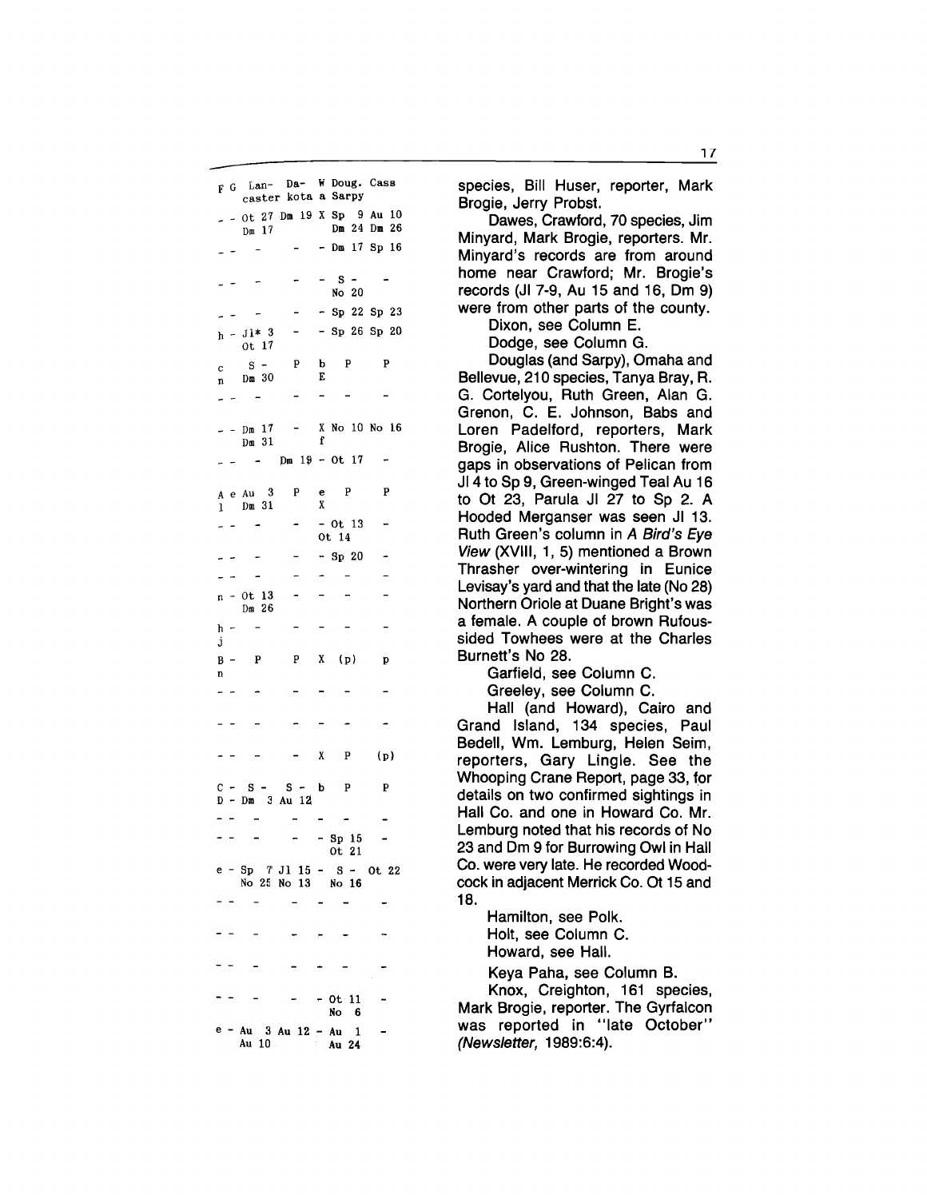| F | G | Lan- caster | Da- kota | W a | Doug. Sarpy | Cass |
|---|---|---|---|---|---|---|
| - | - | Ot 27 Dm 17 | Dm 19 | X | Sp 9 Dm 24 | Au 10 Dm 26 |
| - | - | - | - | - | Dm 17 | Sp 16 |
| - | - | - | - | - | S - No 20 | - |
| - | - | - | - | - | Sp 22 | Sp 23 |
| h | - | Jl* 3 Ot 17 | - | - | Sp 26 | Sp 20 |
| c n | | S - Dm 30 | P | b E | P | P |
| - | - | - | - | - | - | - |
| - | - | Dm 17 Dm 31 | - | X f | No 10 | No 16 |
| - | - | - | Dm 19 | - | Ot 17 | - |
| A l | e | Au 3 Dm 31 | P | e X | P | P |
| - | - | - | - | - | Ot 13 Ot 14 | - |
| - | - | - | - | - | Sp 20 | - |
| - | - | - | - | - | - | - |
| n | - | Ot 13 Dm 26 | - | - | - | - |
| h j | - | - | - | - | - | - |
| B n | - | P | P | X | (p) | p |
| - | - | - | - | - | - | - |
| - | - | - | - | - | - | - |
| - | - | - | - | X | P | (p) |
| C D | - - | S - Dm 3 | S - Au 12 | b | P | P |
| - | - | - | - | - | - | - |
| - | - | - | - | - | Sp 15 Ot 21 | - |
| e | - | Sp 7 No 25 | Jl 15 No 13 | - | S - No 16 | Ot 22 |
| - | - | - | - | - | - | - |
| - | - | - | - | - | - | - |
| - | - | - | - | - | - | - |
| - | - | - | - | - | Ot 11 No 6 | - |
| e | - | Au 3 Au 10 | Au 12 | - | Au 1 Au 24 | - |

species, Bill Huser, reporter, Mark Brogie, Jerry Probst.

Dawes, Crawford, 70 species, Jim Minyard, Mark Brogie, reporters. Mr. Minyard's records are from around home near Crawford; Mr. Brogie's records (Jl 7-9, Au 15 and 16, Dm 9) were from other parts of the county.

Dixon, see Column E.

Dodge, see Column G.

Douglas (and Sarpy), Omaha and Bellevue, 210 species, Tanya Bray, R. G. Cortelyou, Ruth Green, Alan G. Grenon, C. E. Johnson, Babs and Loren Padelford, reporters, Mark Brogie, Alice Rushton. There were gaps in observations of Pelican from Jl 4 to Sp 9, Green-winged Teal Au 16 to Ot 23, Parula Jl 27 to Sp 2. A Hooded Merganser was seen Jl 13. Ruth Green's column in *A Bird's Eye View* (XVIII, 1, 5) mentioned a Brown Thrasher over-wintering in Eunice Levisay's yard and that the late (No 28) Northern Oriole at Duane Bright's was a female. A couple of brown Rufous-sided Towhees were at the Charles Burnett's No 28.

Garfield, see Column C.

Greeley, see Column C.

Hall (and Howard), Cairo and Grand Island, 134 species, Paul Bedell, Wm. Lemburg, Helen Seim, reporters, Gary Lingle. See the Whooping Crane Report, page 33, for details on two confirmed sightings in Hall Co. and one in Howard Co. Mr. Lemburg noted that his records of No 23 and Dm 9 for Burrowing Owl in Hall Co. were very late. He recorded Woodcock in adjacent Merrick Co. Ot 15 and 18.

Hamilton, see Polk.

Holt, see Column C.

Howard, see Hall.

Keya Paha, see Column B.

Knox, Creighton, 161 species, Mark Brogie, reporter. The Gyrfalcon was reported in "late October" (*Newsletter,* 1989:6:4).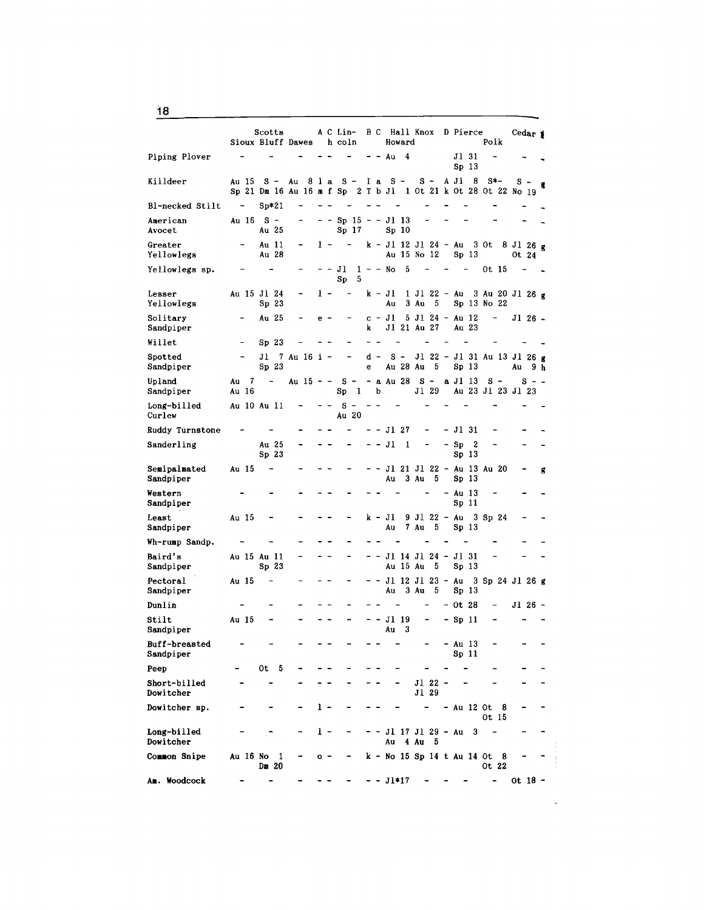| | Sioux | Scotts Bluff | Dawes | A | C h | Lincoln | B | C | Hall Howard | Knox | D | Pierce | Polk | Cedar | |
|---|---|---|---|---|---|---|---|---|---|---|---|---|---|---|---|
| Piping Plover | - | - | - | - | - | - | - | - | Au 4 | | | Jl 31 Sp 13 | - | - | - |
| Killdeer | Au 15 Sp 21 | S - Dm 16 | Au 8 Au 16 | l m | a f | S - Sp 2 | I T | a b | S - Jl 1 | S - Ot 21 | A k | Jl 8 Ot 28 | S*- Ot 22 | S - No 19 | g |
| Bl-necked Stilt | - | Sp*21 | - | - | - | - | - | - | - | - | - | - | - | - | - |
| American Avocet | Au 16 | S - Au 25 | - | - | - | Sp 15 Sp 17 | - | - | Jl 13 Sp 10 | - | - | - | - | - | - |
| Greater Yellowlegs | - | Au 11 Au 28 | - | l | - | - | k | - | Jl 12 Au 15 | Jl 24 No 12 | - | Au 3 Sp 13 | Ot 8 | Jl 26 Ot 24 | g |
| Yellowlegs sp. | - | - | - | - | - | Jl 1 Sp 5 | - | - | No 5 | - | - | - | Ot 15 | - | - |
| Lesser Yellowlegs | Au 15 | Jl 24 Sp 23 | - | l | - | - | k | - | Jl 1 Au 3 | Jl 22 Au 5 | - | Au 3 Sp 13 | Au 20 No 22 | Jl 26 | g |
| Solitary Sandpiper | - | Au 25 | - | e | - | - | c k | - | Jl 5 Jl 21 | Jl 24 Au 27 | - | Au 12 Au 23 | - | Jl 26 | - |
| Willet | - | Sp 23 | - | - | - | - | - | - | - | - | - | - | - | - | - |
| Spotted Sandpiper | - | Jl 7 Sp 23 | Au 16 | i | - | - | d e | - | S - Au 28 | Jl 22 Au 5 | - | Jl 31 Sp 13 | Au 13 | Jl 26 Au 9 | g h |
| Upland Sandpiper | Au 7 Au 16 | - | Au 15 | - | - | S - Sp 1 | - | a b | Au 28 | S - Jl 29 | a | Jl 13 Au 23 | S - Jl 23 | S - Jl 23 | - |
| Long-billed Curlew | Au 10 | Au 11 | - | - | - | S - Au 20 | - | - | - | - | - | - | - | - | - |
| Ruddy Turnstone | - | - | - | - | - | - | - | - | Jl 27 | - | - | Jl 31 | - | - | - |
| Sanderling | | Au 25 Sp 23 | - | - | - | - | - | - | Jl 1 | - | - | Sp 2 Sp 13 | - | - | - |
| Semipalmated Sandpiper | Au 15 | - | - | - | - | - | - | - | Jl 21 Au 3 | Jl 22 Au 5 | - | Au 13 Sp 13 | Au 20 | - | g |
| Western Sandpiper | - | - | - | - | - | - | - | - | - | - | - | Au 13 Sp 11 | - | - | - |
| Least Sandpiper | Au 15 | - | - | - | - | - | k | - | Jl 9 Au 7 | Jl 22 Au 5 | - | Au 3 Sp 13 | Sp 24 | - | - |
| Wh-rump Sandp. | - | - | - | - | - | - | - | - | - | - | - | - | - | - | - |
| Baird's Sandpiper | Au 15 | Au 11 Sp 23 | - | - | - | - | - | - | Jl 14 Au 15 | Jl 24 Au 5 | - | Jl 31 Sp 13 | - | - | - |
| Pectoral Sandpiper | Au 15 | - | - | - | - | - | - | - | Jl 12 Au 3 | Jl 23 Au 5 | - | Au 3 Sp 13 | Sp 24 | Jl 26 | g |
| Dunlin | - | - | - | - | - | - | - | - | - | - | - | Ot 28 | - | Jl 26 | - |
| Stilt Sandpiper | Au 15 | - | - | - | - | - | - | - | Jl 19 Au 3 | - | - | Sp 11 | - | - | - |
| Buff-breasted Sandpiper | - | - | - | - | - | - | - | - | - | - | - | Au 13 Sp 11 | - | - | - |
| Peep | - | Ot 5 | - | - | - | - | - | - | - | - | - | - | - | - | - |
| Short-billed Dowitcher | - | - | - | - | - | - | - | - | - | Jl 22 Jl 29 | - | - | - | - | - |
| Dowitcher sp. | - | - | - | l | - | - | - | - | - | - | - | Au 12 | Ot 8 Ot 15 | - | - |
| Long-billed Dowitcher | - | - | - | l | - | - | - | - | Jl 17 Au 4 | Jl 29 Au 5 | - | Au 3 | - | - | - |
| Common Snipe | Au 16 | No 1 Dm 20 | - | o | - | - | k | - | No 15 | Sp 14 | t | Au 14 | Ot 8 Ot 22 | - | - |
| Am. Woodcock | - | - | - | - | - | - | - | - | Jl*17 | - | - | - | - | Ot 18 | - |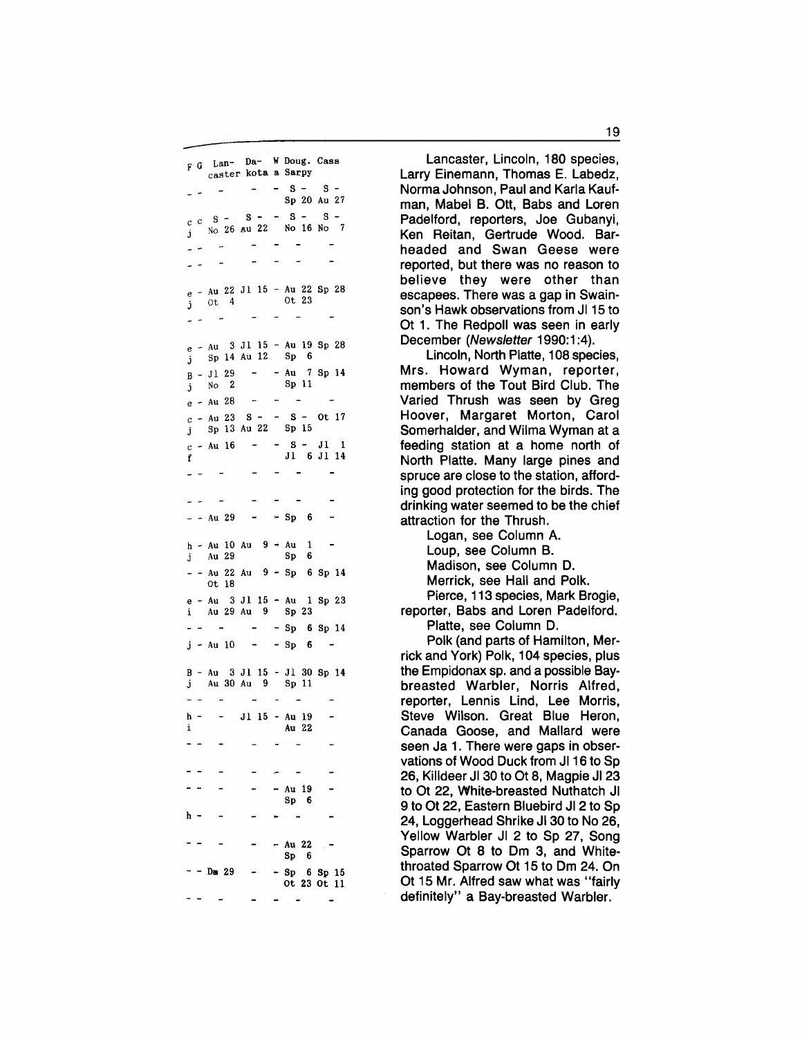| F | G | Lancaster | Dakota | Wa | Doug. Sarpy | Cass |
|---|---|---|---|---|---|---|
| - | - | - | - | - | S - Sp 20 | S - Au 27 |
| c j | c | S - No 26 | S - Au 22 | - | S - No 16 | S - No 7 |
| - | - | - | - | - | - | - |
| - | - | - | - | - | - | - |
| e j | - | Au 22 Ot 4 | Jl 15 | - | Au 22 Ot 23 | Sp 28 |
| - | - | - | - | - | - | - |
| e j | - | Au 3 Sp 14 | Jl 15 Au 12 | - | Au 19 Sp 6 | Sp 28 |
| B j | - | Jl 29 No 2 | - | - | Au 7 Sp 11 | Sp 14 |
| e | - | Au 28 | - | - | - | - |
| c j | - | Au 23 Sp 13 | S - Au 22 | - | S - Sp 15 | Ot 17 |
| c f | - | Au 16 | - | - | S - Jl 6 | Jl 1 Jl 14 |
| - | - | - | - | - | - | - |
| - | - | - | - | - | - | - |
| - | - | Au 29 | - | - | Sp 6 | - |
| h j | - | Au 10 Au 29 | Au 9 | - | Au 1 Sp 6 | - |
| - | - | Au 22 Ot 18 | Au 9 | - | Sp 6 | Sp 14 |
| e i | - | Au 3 Au 29 | Jl 15 Au 9 | - | Au 1 Sp 23 | Sp 23 |
| - | - | - | - | - | Sp 6 | Sp 14 |
| j | - | Au 10 | - | - | Sp 6 | - |
| B j | - | Au 3 Au 30 | Jl 15 Au 9 | - | Jl 30 Sp 11 | Sp 14 |
| - | - | - | - | - | - | - |
| h i | - | - | Jl 15 | - | Au 19 Au 22 | - |
| - | - | - | - | - | - | - |
| - | - | - | - | - | - | - |
| - | - | - | - | - | Au 19 Sp 6 | - |
| h | - | - | - | - | - | - |
| - | - | - | - | - | Au 22 Sp 6 | - |
| - | - | Dm 29 | - | - | Sp 6 Ot 23 | Sp 15 Ot 11 |
| - | - | - | - | - | - | - |

Lancaster, Lincoln, 180 species, Larry Einemann, Thomas E. Labedz, Norma Johnson, Paul and Karla Kaufman, Mabel B. Ott, Babs and Loren Padelford, reporters, Joe Gubanyi, Ken Reitan, Gertrude Wood. Bar-headed and Swan Geese were reported, but there was no reason to believe they were other than escapees. There was a gap in Swainson's Hawk observations from Jl 15 to Ot 1. The Redpoll was seen in early December (*Newsletter* 1990:1:4).

Lincoln, North Platte, 108 species, Mrs. Howard Wyman, reporter, members of the Tout Bird Club. The Varied Thrush was seen by Greg Hoover, Margaret Morton, Carol Somerhalder, and Wilma Wyman at a feeding station at a home north of North Platte. Many large pines and spruce are close to the station, affording good protection for the birds. The drinking water seemed to be the chief attraction for the Thrush.

Logan, see Column A.

Loup, see Column B.

Madison, see Column D.

Merrick, see Hall and Polk.

Pierce, 113 species, Mark Brogie, reporter, Babs and Loren Padelford.

Platte, see Column D.

Polk (and parts of Hamilton, Merrick and York) Polk, 104 species, plus the Empidonax sp. and a possible Bay-breasted Warbler, Norris Alfred, reporter, Lennis Lind, Lee Morris, Steve Wilson. Great Blue Heron, Canada Goose, and Mallard were seen Ja 1. There were gaps in observations of Wood Duck from Jl 16 to Sp 26, Killdeer Jl 30 to Ot 8, Magpie Jl 23 to Ot 22, White-breasted Nuthatch Jl 9 to Ot 22, Eastern Bluebird Jl 2 to Sp 24, Loggerhead Shrike Jl 30 to No 26, Yellow Warbler Jl 2 to Sp 27, Song Sparrow Ot 8 to Dm 3, and White-throated Sparrow Ot 15 to Dm 24. On Ot 15 Mr. Alfred saw what was "fairly definitely" a Bay-breasted Warbler.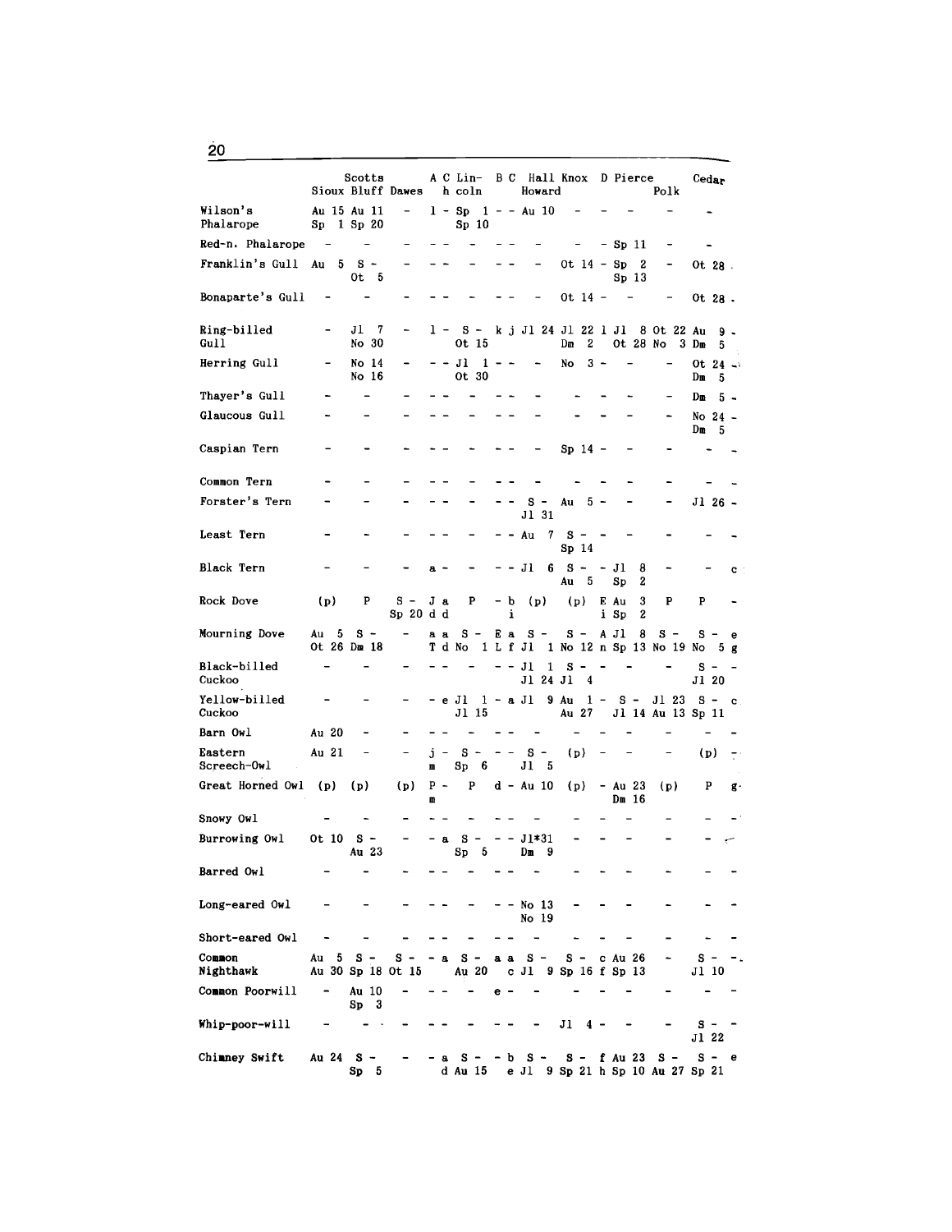| | Sioux | Scotts Bluff | Dawes | A | C h | Lincoln | B | C | Hall Howard | Knox | D | Pierce | Polk | Cedar | |
|---|---|---|---|---|---|---|---|---|---|---|---|---|---|---|---|
| Wilson's Phalarope | Au 15 Sp 1 | Au 11 Sp 20 | - | 1 | - | Sp 1 Sp 10 | - | - | Au 10 | - | - | - | - | - | |
| Red-n. Phalarope | - | - | - | - | - | - | - | - | - | - | - | Sp 11 | - | - | |
| Franklin's Gull | Au 5 | S - Ot 5 | - | - | - | - | - | - | - | Ot 14 | - | Sp 2 Sp 13 | - | Ot 28 | . |
| Bonaparte's Gull | - | - | - | - | - | - | - | - | - | Ot 14 | - | - | - | Ot 28 | . |
| Ring-billed Gull | - | Jl 7 No 30 | - | 1 | - | S - Ot 15 | k | j | Jl 24 | Jl 22 Dm 2 | 1 | Jl 8 Ot 28 | Ot 22 No 3 | Au 9 Dm 5 | - |
| Herring Gull | - | No 14 No 16 | - | - | - | Jl 1 Ot 30 | - | - | - | No 3 | - | - | - | Ot 24 Dm 5 | - |
| Thayer's Gull | - | - | - | - | - | - | - | - | - | - | - | - | - | Dm 5 | - |
| Glaucous Gull | - | - | - | - | - | - | - | - | - | - | - | - | - | No 24 Dm 5 | - |
| Caspian Tern | - | - | - | - | - | - | - | - | - | Sp 14 | - | - | - | - | - |
| Common Tern | - | - | - | - | - | - | - | - | - | - | - | - | - | - | - |
| Forster's Tern | - | - | - | - | - | - | - | - | S - Jl 31 | Au 5 | - | - | - | Jl 26 | - |
| Least Tern | - | - | - | - | - | - | - | - | Au 7 | S - Sp 14 | - | - | - | - | - |
| Black Tern | - | - | - | a | - | - | - | - | Jl 6 | S - Au 5 | - | Jl 8 Sp 2 | - | - | c |
| Rock Dove | (p) | P | S - Sp 20 | J d | a d | P | - | b i | (p) | (p) | E i | Au 3 Sp 2 | P | P | - |
| Mourning Dove | Au 5 Ot 26 | S - Dm 18 | - | a T | a d | S - No 1 | E L | a f | S - Jl 1 | S - No 12 | A n | Jl 8 Sp 13 | S - No 19 | S - No 5 | e g |
| Black-billed Cuckoo | - | - | - | - | - | - | - | - | Jl 1 Jl 24 | S - Jl 4 | - | - | - | S - Jl 20 | - |
| Yellow-billed Cuckoo | - | - | - | - | e | Jl 1 Jl 15 | - | a | Jl 9 | Au 1 Au 27 | - | S - Jl 14 | Jl 23 Au 13 | S - Sp 11 | c |
| Barn Owl | Au 20 | - | - | - | - | - | - | - | - | - | - | - | - | - | - |
| Eastern Screech-Owl | Au 21 | - | - | j m | - | S - Sp 6 | - | - | S - Jl 5 | (p) | - | - | - | (p) | - |
| Great Horned Owl | (p) | (p) | (p) | P m | - | P | d | - | Au 10 | (p) | - | Au 23 Dm 16 | (p) | P | g |
| Snowy Owl | - | - | - | - | - | - | - | - | - | - | - | - | - | - | - |
| Burrowing Owl | Ot 10 | S - Au 23 | - | - | a | S - Sp 5 | - | - | Jl*31 Dm 9 | - | - | - | - | - | - |
| Barred Owl | - | - | - | - | - | - | - | - | - | - | - | - | - | - | - |
| Long-eared Owl | - | - | - | - | - | - | - | - | No 13 No 19 | - | - | - | - | - | - |
| Short-eared Owl | - | - | - | - | - | - | - | - | - | - | - | - | - | - | - |
| Common Nighthawk | Au 5 Au 30 | S - Sp 18 | S - Ot 15 | - | a | S - Au 20 | a | a c | S - Jl 9 | S - Sp 16 | c f | Au 26 Sp 13 | - | S - Jl 10 | - |
| Common Poorwill | - | Au 10 Sp 3 | - | - | - | - | e | - | - | - | - | - | - | - | - |
| Whip-poor-will | - | - | - | - | - | - | - | - | - | Jl 4 | - | - | - | S - Jl 22 | - |
| Chimney Swift | Au 24 | S - Sp 5 | - | - | a d | S - Au 15 | - | b e | S - Jl 9 | S - Sp 21 | f h | Au 23 Sp 10 | S - Au 27 | S - Sp 21 | e |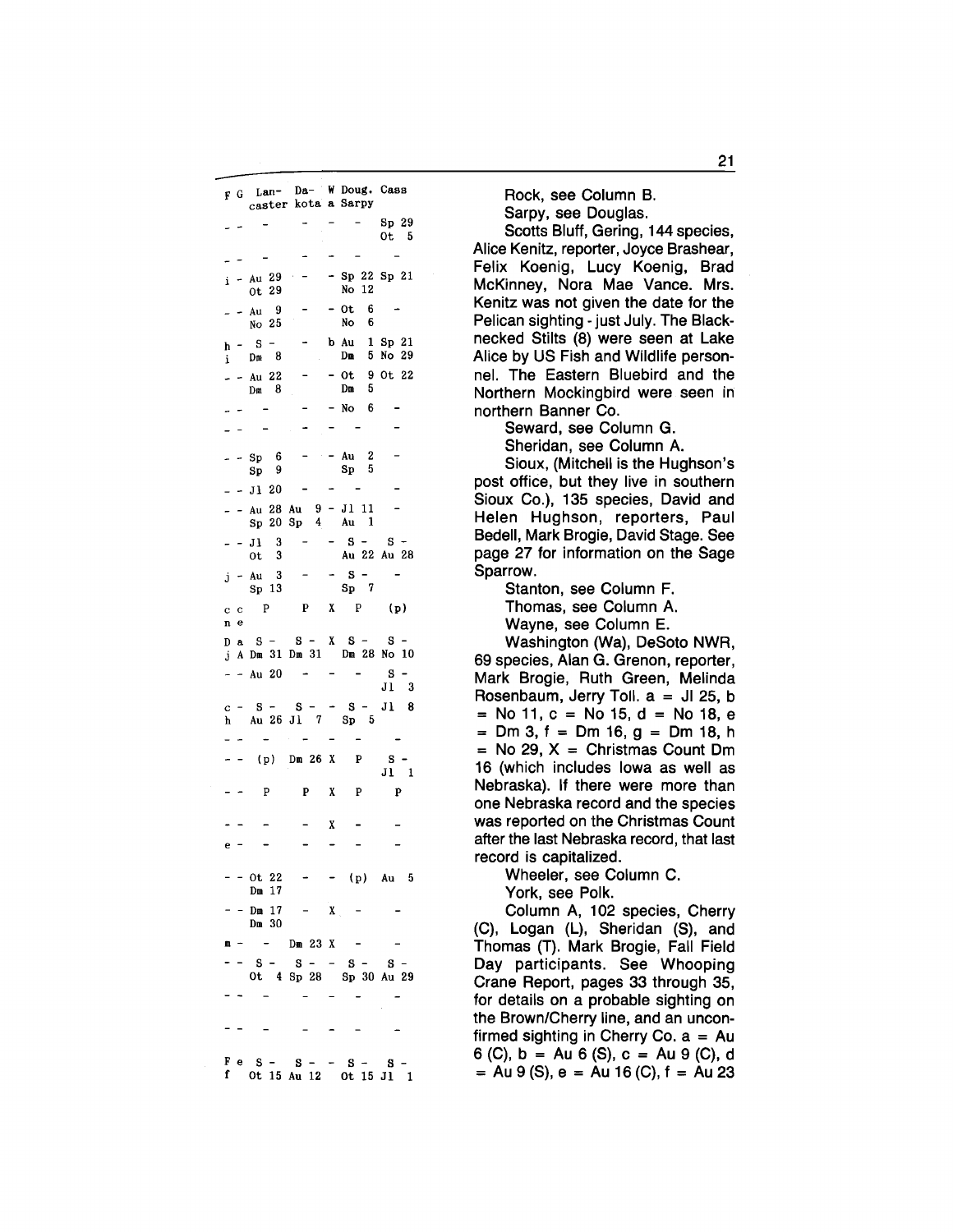| F | G | Lan-caster | Da-kota | W a | Doug. Sarpy | Cass |
|---|---|---|---|---|---|---|
| - | - | - | - | - | - | Sp 29 Ot 5 |
| - | - | - | - | - | - | - |
| i | - | Au 29 Ot 29 | - | - | Sp 22 No 12 | Sp 21 |
| - | - | Au 9 No 25 | - | - | Ot 6 No 6 | - |
| h i | - | S - Dm 8 | - | b | Au 1 Dm 5 | Sp 21 No 29 |
| - | - | Au 22 Dm 8 | - | - | Ot 9 Dm 5 | Ot 22 |
| - | - | - | - | - | No 6 | - |
| - | - | - | - | - | - | - |
| - | - | Sp 6 Sp 9 | - | - | Au 2 Sp 5 | - |
| - | - | Jl 20 | - | - | - | - |
| - | - | Au 28 Sp 20 | Au 9 Sp 4 | - | Jl 11 Au 1 | - |
| - | - | Jl 3 Ot 3 | - | - | S - Au 22 | S - Au 28 |
| j | - | Au 3 Sp 13 | - | - | S - Sp 7 | - |
| c n | c e | P | P | X | P | (p) |
| D j | a A | S - Dm 31 | S - Dm 31 | X | S - Dm 28 | S - No 10 |
| - | - | Au 20 | - | - | - | S - Jl 3 |
| c h | - | S - Au 26 | S - Jl 7 | - | S - Sp 5 | Jl 8 |
| - | - | - | - | - | - | - |
| - | - | (p) | Dm 26 | X | P | S - Jl 1 |
| - | - | P | P | X | P | P |
| - | - | - | - | X | - | - |
| e | - | - | - | - | - | - |
| - | - | Ot 22 Dm 17 | - | - | (p) | Au 5 |
| - | - | Dm 17 Dm 30 | - | X | - | - |
| m | - | - | Dm 23 | X | - | - |
| - | - | S - Ot 4 | S - Sp 28 | - | S - Sp 30 | S - Au 29 |
| - | - | - | - | - | - | - |
| - | - | - | - | - | - | - |
| F f | e | S - Ot 15 | S - Au 12 | - | S - Ot 15 | S - Jl 1 |

Rock, see Column B.

Sarpy, see Douglas.

Scotts Bluff, Gering, 144 species, Alice Kenitz, reporter, Joyce Brashear, Felix Koenig, Lucy Koenig, Brad McKinney, Nora Mae Vance. Mrs. Kenitz was not given the date for the Pelican sighting - just July. The Black-necked Stilts (8) were seen at Lake Alice by US Fish and Wildlife personnel. The Eastern Bluebird and the Northern Mockingbird were seen in northern Banner Co.

Seward, see Column G.

Sheridan, see Column A.

Sioux, (Mitchell is the Hughson's post office, but they live in southern Sioux Co.), 135 species, David and Helen Hughson, reporters, Paul Bedell, Mark Brogie, David Stage. See page 27 for information on the Sage Sparrow.

Stanton, see Column F.

Thomas, see Column A.

Wayne, see Column E.

Washington (Wa), DeSoto NWR, 69 species, Alan G. Grenon, reporter, Mark Brogie, Ruth Green, Melinda Rosenbaum, Jerry Toll. a = Jl 25, b = No 11, c = No 15, d = No 18, e = Dm 3, f = Dm 16, g = Dm 18, h = No 29, X = Christmas Count Dm 16 (which includes Iowa as well as Nebraska). If there were more than one Nebraska record and the species was reported on the Christmas Count after the last Nebraska record, that last record is capitalized.

Wheeler, see Column C.

York, see Polk.

Column A, 102 species, Cherry (C), Logan (L), Sheridan (S), and Thomas (T). Mark Brogie, Fall Field Day participants. See Whooping Crane Report, pages 33 through 35, for details on a probable sighting on the Brown/Cherry line, and an unconfirmed sighting in Cherry Co. a = Au 6 (C), b = Au 6 (S), c = Au 9 (C), d = Au 9 (S), e = Au 16 (C), f = Au 23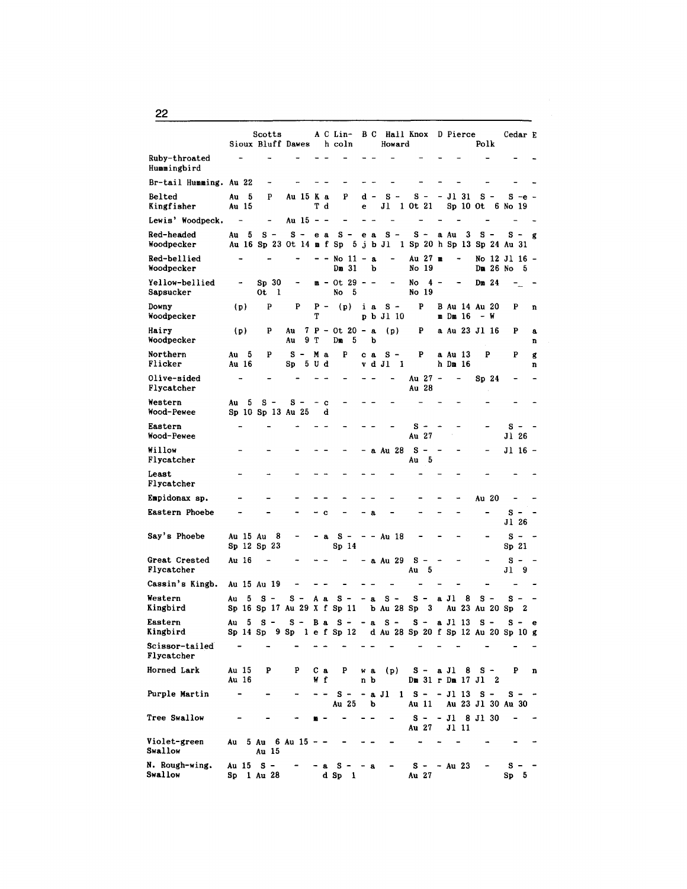| | Sioux | Scotts Bluff | Dawes | A | C h | Lincoln | B | C | Hall Howard | Knox | D | Pierce | Polk | Cedar | E |
|---|---|---|---|---|---|---|---|---|---|---|---|---|---|---|---|
| Ruby-throated Hummingbird | - | - | - | - | - | - | - | - | - | - | - | - | - | - | - |
| Br-tail Humming. | Au 22 | - | - | - | - | - | - | - | - | - | - | - | - | - | - |
| Belted Kingfisher | Au 5 Au 15 | P | Au 15 | K T | a d | P | d e | - | S - Jl 1 | S - Ot 21 | - | Jl 31 Sp 10 | S - Ot 6 | S - No 19 | e - |
| Lewis' Woodpeck. | - | - | Au 15 | - | - | - | - | - | - | - | - | - | - | - | - |
| Red-headed Woodpecker | Au 5 Au 16 | S - Sp 23 | S - Ot 14 | e m | a f | S - Sp 5 | e j | a b | S - Jl 1 | S - Sp 20 | a h | Au 3 Sp 13 | S - Sp 24 | S - Au 31 | g |
| Red-bellied Woodpecker | - | - | - | - | - | No 11 Dm 31 | - | a b | - | Au 27 No 19 | m | - | No 12 Dm 26 | Jl 16 No 5 | - |
| Yellow-bellied Sapsucker | - | Sp 30 Ot 1 | - | m | - | Ot 29 No 5 | - | - | - | No 4 No 19 | - | - | Dm 24 | - | - |
| Downy Woodpecker | (p) | P | P | P T | - | (p) | i p | a b | S - Jl 10 | P | B m | Au 14 Dm 16 | Au 20 - W | P | n |
| Hairy Woodpecker | (p) | P | Au 7 Au 9 | P T | - | Ot 20 Dm 5 | - | a b | (p) | P | a | Au 23 | Jl 16 | P | a n |
| Northern Flicker | Au 5 Au 16 | P | S - Sp 5 | M U | a d | P | c v | a d | S - Jl 1 | P | a h | Au 13 Dm 16 | P | P | g n |
| Olive-sided Flycatcher | - | - | - | - | - | - | - | - | - | Au 27 Au 28 | - | - | Sp 24 | - | - |
| Western Wood-Pewee | Au 5 Sp 10 | S - Sp 13 | S - Au 25 | - | c d | - | - | - | - | - | - | - | - | - | - |
| Eastern Wood-Pewee | - | - | - | - | - | - | - | - | - | S - Au 27 | - | - | - | S - Jl 26 | - |
| Willow Flycatcher | - | - | - | - | - | - | - | a | Au 28 | S - Au 5 | - | - | - | Jl 16 | - |
| Least Flycatcher | - | - | - | - | - | - | - | - | - | - | - | - | - | - | - |
| Empidonax sp. | - | - | - | - | - | - | - | - | - | - | - | - | Au 20 | - | - |
| Eastern Phoebe | - | - | - | - | c | - | - | a | - | - | - | - | - | S - Jl 26 | - |
| Say's Phoebe | Au 15 Sp 12 | Au 8 Sp 23 | - | - | a | S - Sp 14 | - | - | Au 18 | - | - | - | - | S - Sp 21 | - |
| Great Crested Flycatcher | Au 16 | - | - | - | - | - | - | a | Au 29 | S - Au 5 | - | - | - | S - Jl 9 | - |
| Cassin's Kingb. | Au 15 | Au 19 | - | - | - | - | - | - | - | - | - | - | - | - | - |
| Western Kingbird | Au 5 Sp 16 | S - Sp 17 | S - Au 29 | A X | a f | S - Sp 11 | - | a b | S - Au 28 | S - Sp 3 | a | Jl 8 Au 23 | S - Au 20 | S - Sp 2 | - |
| Eastern Kingbird | Au 5 Sp 14 | S - Sp 9 | S - Sp 1 | B e | a f | S - Sp 12 | - | a d | S - Au 28 | S - Sp 20 | a f | Jl 13 Sp 12 | S - Au 20 | S - Sp 10 | e g |
| Scissor-tailed Flycatcher | - | - | - | - | - | - | - | - | - | - | - | - | - | - | - |
| Horned Lark | Au 15 Au 16 | P | P | C W | a f | P | w n | a b | (p) | S - Dm 31 | a r | Jl 8 Dm 17 | S - Jl 2 | P | n |
| Purple Martin | - | - | - | - | - | S - Au 25 | - | a b | Jl 1 | S - Au 11 | - | Jl 13 Au 23 | S - Jl 30 | S - Au 30 | - |
| Tree Swallow | - | - | - | m | - | - | - | - | - | S - Au 27 | - | Jl 8 Jl 11 | Jl 30 | - | - |
| Violet-green Swallow | Au 5 | Au 6 Au 15 | Au 15 | - | - | - | - | - | - | - | - | - | - | - | - |
| N. Rough-wing. Swallow | Au 15 Sp 1 | S - Au 28 | - | - | a d | S - Sp 1 | - | a | - | S - Au 27 | - | Au 23 | - | S - Sp 5 | - |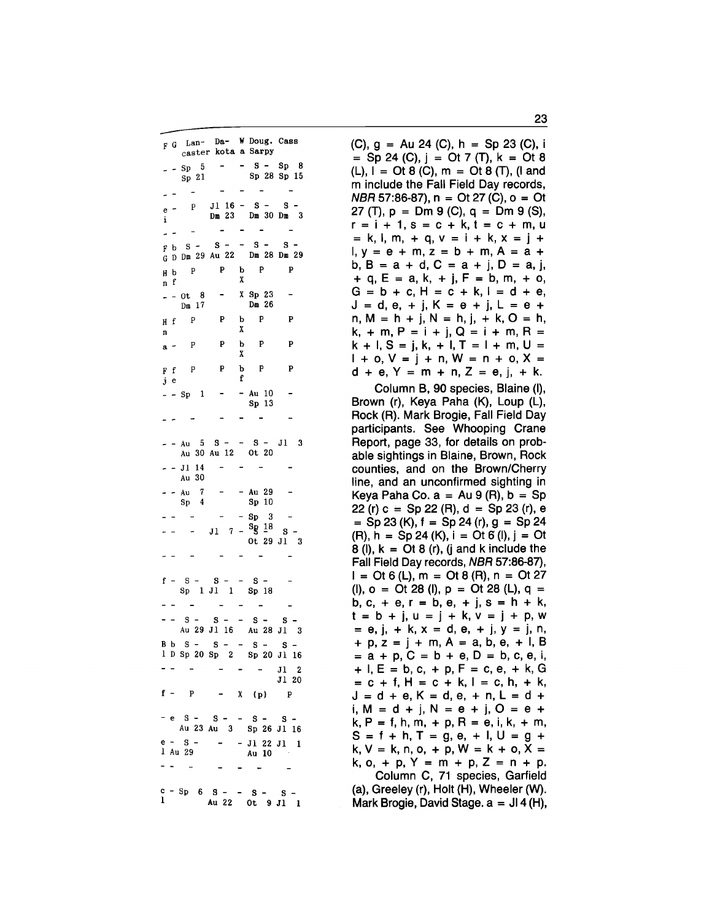| F | G | Lan-caster | Da-kota | W a | Doug. Sarpy | Cass |
|---|---|---|---|---|---|---|
| - | - | Sp 5 Sp 21 | - | - | S - Sp 28 | Sp 8 Sp 15 |
| - | - | - | - | - | - | - |
| e i | - | P | Jl 16 Dm 23 | - | S - Dm 30 | S - Dm 3 |
| - | - | - | - | - | - | - |
| F G | b D | S - Dm 29 | S - Au 22 | - | S - Dm 28 | S - Dm 29 |
| H n | b f | P | P | b X | P | P |
| - | - | Ot 8 Dm 17 | - | X | Sp 23 Dm 26 | - |
| H n | f | P | P | b X | P | P |
| a | - | P | P | b X | P | P |
| F j | f e | P | P | b f | P | P |
| - | - | Sp 1 | - | - | Au 10 Sp 13 | - |
| - | - | - | - | - | - | - |
| - | - | Au 5 Au 30 | S - Au 12 | - | S - Ot 20 | Jl 3 |
| - | - | Jl 14 Au 30 | - | - | - | - |
| - | - | Au 7 Sp 4 | - | - | Au 29 Sp 10 | - |
| - | - | - | - | - | Sp 3 | - |
| - | - | - | Jl 7 | - | S - Sp 18 Ot 29 | S - Jl 3 |
| - | - | - | - | - | - | - |
| f | - | S - Sp 1 | S - Jl 1 | - | S - Sp 18 | - |
| - | - | - | - | - | - | - |
| - | - | S - Au 29 | S - Jl 16 | - | S - Au 28 | S - Jl 3 |
| B l | b D | S - Sp 20 | S - Sp 2 | - | S - Sp 20 | S - Jl 16 |
| - | - | - | - | - | - | Jl 2 Jl 20 |
| f | - | P | - | X | (p) | P |
| - | e | S - Au 23 | S - Au 3 | - | S - Sp 26 | S - Jl 16 |
| e l | - | S - Au 29 | - | - | Jl 22 Au 10 | Jl 1 |
| - | - | - | - | - | - | - |
| c l | - | Sp 6 | S - Au 22 | - | S - Ot 9 | S - Jl 1 |

(C), g = Au 24 (C), h = Sp 23 (C), i = Sp 24 (C), j = Ot 7 (T), k = Ot 8 (L), l = Ot 8 (C), m = Ot 8 (T), (l and m include the Fall Field Day records, *NBR* 57:86-87), n = Ot 27 (C), o = Ot 27 (T), p = Dm 9 (C), q = Dm 9 (S), r = i + 1, s = c + k, t = c + m, u = k, l, m, + q, v = i + k, x = j + l, y = e + m, z = b + m, A = a + b, B = a + d, C = a + j, D = a, j, + q, E = a, k, + j, F = b, m, + o, G = b + c, H = c + k, I = d + e, J = d, e, + j, K = e + j, L = e + n, M = h + j, N = h, j, + k, O = h, k, + m, P = i + j, Q = i + m, R = k + l, S = j, k, + l, T = l + m, U = l + o, V = j + n, W = n + o, X = d + e, Y = m + n, Z = e, j, + k.

Column B, 90 species, Blaine (l), Brown (r), Keya Paha (K), Loup (L), Rock (R). Mark Brogie, Fall Field Day participants. See Whooping Crane Report, page 33, for details on probable sightings in Blaine, Brown, Rock counties, and on the Brown/Cherry line, and an unconfirmed sighting in Keya Paha Co. a = Au 9 (R), b = Sp 22 (r) c = Sp 22 (R), d = Sp 23 (r), e = Sp 23 (K), f = Sp 24 (r), g = Sp 24 (R), h = Sp 24 (K), i = Ot 6 (l), j = Ot 8 (l), k = Ot 8 (r), (j and k include the Fall Field Day records, *NBR* 57:86-87), l = Ot 6 (L), m = Ot 8 (R), n = Ot 27 (l), o = Ot 28 (l), p = Ot 28 (L), q = b, c, + e, r = b, e, + j, s = h + k, t = b + j, u = j + k, v = j + p, w = e, j, + k, x = d, e, + j, y = j, n, + p, z = j + m, A = a, b, e, + l, B = a + p, C = b + e, D = b, c, e, i, + l, E = b, c, + p, F = c, e, + k, G = c + f, H = c + k, I = c, h, + k, J = d + e, K = d, e, + n, L = d + i, M = d + j, N = e + j, O = e + k, P = f, h, m, + p, R = e, i, k, + m, S = f + h, T = g, e, + l, U = g + k, V = k, n, o, + p, W = k + o, X = k, o, + p, Y = m + p, Z = n + p.

Column C, 71 species, Garfield (a), Greeley (r), Holt (H), Wheeler (W). Mark Brogie, David Stage. a = Jl 4 (H),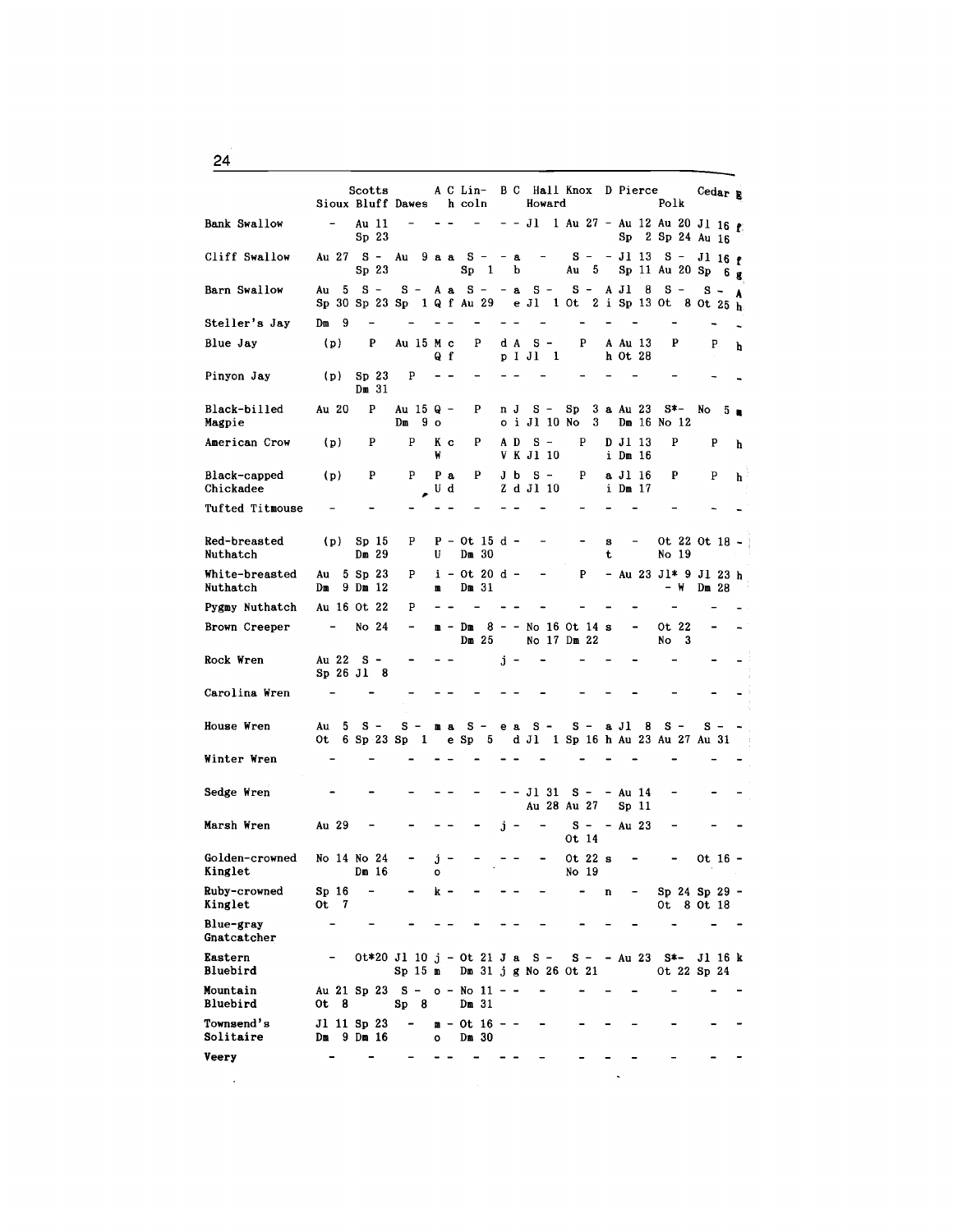| | Sioux | Scotts Bluff | Dawes | A | C h | Lincoln | B | C | Hall Howard | Knox | D | Pierce | Polk | Cedar | E |
|---|---|---|---|---|---|---|---|---|---|---|---|---|---|---|---|
| Bank Swallow | - | Au 11<br>Sp 23 | - | - | - | - | - | - | Jl 1 | Au 27 | - | Au 12<br>Sp 2 | Au 20<br>Sp 24 | Jl 16<br>Au 16 | f |
| Cliff Swallow | Au 27 | S -<br>Sp 23 | Au 9 | a | a | S -<br>Sp 1 | - | a<br>b | - | S -<br>Au 5 | - | Jl 13<br>Sp 11 | S -<br>Au 20 | Jl 16<br>Sp 6 | f<br>g |
| Barn Swallow | Au 5<br>Sp 30 | S -<br>Sp 23 | S -<br>Sp 1 | A<br>Q | a<br>f | S -<br>Au 29 | - | a<br>e | S -<br>Jl 1 | S -<br>Ot 2 | A<br>i | Jl 8<br>Sp 13 | S -<br>Ot 8 | S -<br>Ot 25 | A<br>h |
| Steller's Jay | Dm 9 | - | - | - | - | - | - | - | - | - | - | - | - | - | - |
| Blue Jay | (p) | P | Au 15 | M<br>Q | c<br>f | P | d<br>p | A<br>I | S -<br>Jl 1 | P | A<br>h | Au 13<br>Ot 28 | P | P | h |
| Pinyon Jay | (p) | Sp 23<br>Dm 31 | P | - | - | - | - | - | - | - | - | - | - | - | - |
| Black-billed Magpie | Au 20 | P | Au 15<br>Dm 9 | Q<br>o | - | P | n<br>o | J<br>i | S -<br>Jl 10 | Sp 3<br>No 3 | a | Au 23<br>Dm 16 | S*-<br>No 12 | No 5 | m |
| American Crow | (p) | P | P | K<br>W | c | P | A<br>V | D<br>K | S -<br>Jl 10 | P | D<br>i | Jl 13<br>Dm 16 | P | P | h |
| Black-capped Chickadee | (p) | P | P | P<br>U | a<br>d | P | J<br>Z | b<br>d | S -<br>Jl 10 | P | a<br>i | Jl 16<br>Dm 17 | P | P | h |
| Tufted Titmouse | - | - | - | - | - | - | - | - | - | - | - | - | - | - | - |
| Red-breasted Nuthatch | (p) | Sp 15<br>Dm 29 | P | P<br>U | - | Ot 15<br>Dm 30 | d | - | - | - | s<br>t | - | Ot 22<br>No 19 | Ot 18 | - |
| White-breasted Nuthatch | Au 5<br>Dm 9 | Sp 23<br>Dm 12 | P | i<br>m | - | Ot 20<br>Dm 31 | d | - | - | P | - | Au 23 | Jl* 9<br>- W | Jl 23<br>Dm 28 | h |
| Pygmy Nuthatch | Au 16 | Ot 22 | P | - | - | - | - | - | - | - | - | - | - | - | - |
| Brown Creeper | - | No 24 | - | m | - | Dm 8<br>Dm 25 | - | - | No 16<br>No 17 | Ot 14<br>Dm 22 | s | - | Ot 22<br>No 3 | - | - |
| Rock Wren | Au 22<br>Sp 26 | S -<br>Jl 8 | - | - | - | | j | - | - | - | - | - | - | - | - |
| Carolina Wren | - | - | - | - | - | - | - | - | - | - | - | - | - | - | - |
| House Wren | Au 5<br>Ot 6 | S -<br>Sp 23 | S -<br>Sp 1 | m | a<br>e | S -<br>Sp 5 | e<br>d | a | S -<br>Jl 1 | S -<br>Sp 16 | a<br>h | Jl 8<br>Au 23 | S -<br>Au 27 | S -<br>Au 31 | - |
| Winter Wren | - | - | - | - | - | - | - | - | - | - | - | - | - | - | - |
| Sedge Wren | - | - | - | - | - | - | - | - | Jl 31<br>Au 28 | S -<br>Au 27 | - | Au 14<br>Sp 11 | - | - | - |
| Marsh Wren | Au 29 | - | - | - | - | - | j | - | - | S -<br>Ot 14 | - | Au 23 | - | - | - |
| Golden-crowned Kinglet | No 14 | No 24<br>Dm 16 | - | j<br>o | - | - | - | - | - | Ot 22<br>No 19 | s | - | - | Ot 16 | - |
| Ruby-crowned Kinglet | Sp 16<br>Ot 7 | - | - | k | - | - | - | - | - | - | n | - | Sp 24<br>Ot 8 | Sp 29<br>Ot 18 | - |
| Blue-gray Gnatcatcher | - | - | - | - | - | - | - | - | - | - | - | - | - | - | - |
| Eastern Bluebird | - | Ot*20 | Jl 10<br>Sp 15 | j<br>m | - | Ot 21<br>Dm 31 | J<br>j | a<br>g | S -<br>No 26 | S -<br>Ot 21 | - | Au 23 | S*-<br>Ot 22 | Jl 16<br>Sp 24 | k |
| Mountain Bluebird | Au 21<br>Ot 8 | Sp 23 | S -<br>Sp 8 | o | - | No 11<br>Dm 31 | - | - | - | - | - | - | - | - | - |
| Townsend's Solitaire | Jl 11<br>Dm 9 | Sp 23<br>Dm 16 | - | m<br>o | - | Ot 16<br>Dm 30 | - | - | - | - | - | - | - | - | - |
| Veery | - | - | - | - | - | - | - | - | - | - | - | - | - | - | - |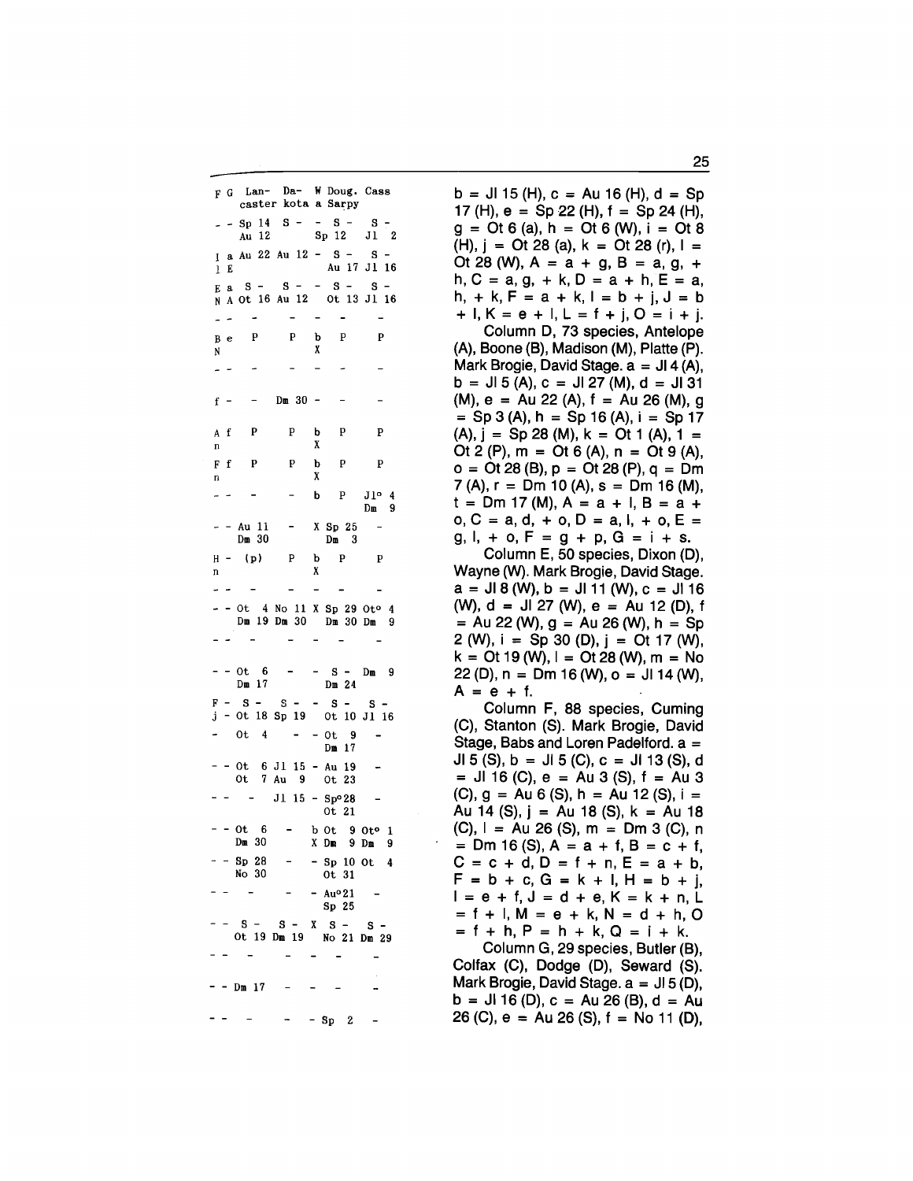| F | G | Lan-caster | Da-kota | W a | Doug. Sarpy | Cass |
|---|---|---|---|---|---|---|
| - | - | Sp 14 Au 12 | S - | - | S - Sp 12 | S - Jl 2 |
| I l | a E | Au 22 | Au 12 | - | S - Au 17 | S - Jl 16 |
| E N | a A | S - Ot 16 | S - Au 12 | - | S - Ot 13 | S - Jl 16 |
| - | - | - | - | - | - | - |
| B N | e | P | P | b X | P | P |
| - | - | - | - | - | - | - |
| f | - | - | Dm 30 | - | - | - |
| A n | f | P | P | b X | P | P |
| F n | f | P | P | b X | P | P |
| - | - | - | - | b | P | Jl° 4 Dm 9 |
| - | - | Au 11 Dm 30 | - | X | Sp 25 Dm 3 | - |
| H n | - | (p) | P | b X | P | P |
| - | - | - | - | - | - | - |
| - | - | Ot 4 Dm 19 | No 11 Dm 30 | X | Sp 29 Dm 30 | Ot° 4 Dm 9 |
| - | - | - | - | - | - | - |
| - | - | Ot 6 Dm 17 | - | - | S - Dm 24 | Dm 9 |
| F j | - | S - Ot 18 | S - Sp 19 | - | S - Ot 10 | S - Jl 16 |
| - | | Ot 4 | - | - | Ot 9 Dm 17 | - |
| - | - | Ot 6 Ot 7 | Jl 15 Au 9 | - | Au 19 Ot 23 | - |
| - | - | - | Jl 15 | - | Sp°28 Ot 21 | - |
| - | - | Ot 6 Dm 30 | - | b X | Ot 9 Dm 9 | Ot° 1 Dm 9 |
| - | - | Sp 28 No 30 | - | - | Sp 10 Ot 31 | Ot 4 |
| - | - | - | - | - | Au°21 Sp 25 | - |
| - | - | S - Ot 19 | S - Dm 19 | X | S - No 21 | S - Dm 29 |
| - | - | - | - | - | - | - |
| - | - | Dm 17 | - | - | - | - |
| - | - | - | - | - | Sp 2 | - |

b = Jl 15 (H), c = Au 16 (H), d = Sp 17 (H), e = Sp 22 (H), f = Sp 24 (H), g = Ot 6 (a), h = Ot 6 (W), i = Ot 8 (H), j = Ot 28 (a), k = Ot 28 (r), l = Ot 28 (W), A = a + g, B = a, g, + h, C = a, g, + k, D = a + h, E = a, h, + k, F = a + k, I = b + j, J = b + l, K = e + l, L = f + j, O = i + j.

Column D, 73 species, Antelope (A), Boone (B), Madison (M), Platte (P). Mark Brogie, David Stage. a = Jl 4 (A), b = Jl 5 (A), c = Jl 27 (M), d = Jl 31 (M), e = Au 22 (A), f = Au 26 (M), g = Sp 3 (A), h = Sp 16 (A), i = Sp 17 (A), j = Sp 28 (M), k = Ot 1 (A), 1 = Ot 2 (P), m = Ot 6 (A), n = Ot 9 (A), o = Ot 28 (B), p = Ot 28 (P), q = Dm 7 (A), r = Dm 10 (A), s = Dm 16 (M), t = Dm 17 (M), A = a + l, B = a + o, C = a, d, + o, D = a, l, + o, E = g, l, + o, F = g + p, G = i + s.

Column E, 50 species, Dixon (D), Wayne (W). Mark Brogie, David Stage. a = Jl 8 (W), b = Jl 11 (W), c = Jl 16 (W), d = Jl 27 (W), e = Au 12 (D), f = Au 22 (W), g = Au 26 (W), h = Sp 2 (W), i = Sp 30 (D), j = Ot 17 (W), k = Ot 19 (W), l = Ot 28 (W), m = No 22 (D), n = Dm 16 (W), o = Jl 14 (W), A = e + f.

Column F, 88 species, Cuming (C), Stanton (S). Mark Brogie, David Stage, Babs and Loren Padelford. a = Jl 5 (S), b = Jl 5 (C), c = Jl 13 (S), d = Jl 16 (C), e = Au 3 (S), f = Au 3 (C), g = Au 6 (S), h = Au 12 (S), i = Au 14 (S), j = Au 18 (S), k = Au 18 (C), l = Au 26 (S), m = Dm 3 (C), n = Dm 16 (S), A = a + f, B = c + f, C = c + d, D = f + n, E = a + b, F = b + c, G = k + l, H = b + j, I = e + f, J = d + e, K = k + n, L = f + l, M = e + k, N = d + h, O = f + h, P = h + k, Q = i + k.

Column G, 29 species, Butler (B), Colfax (C), Dodge (D), Seward (S). Mark Brogie, David Stage. a = Jl 5 (D), b = Jl 16 (D), c = Au 26 (B), d = Au 26 (C), e = Au 26 (S), f = No 11 (D),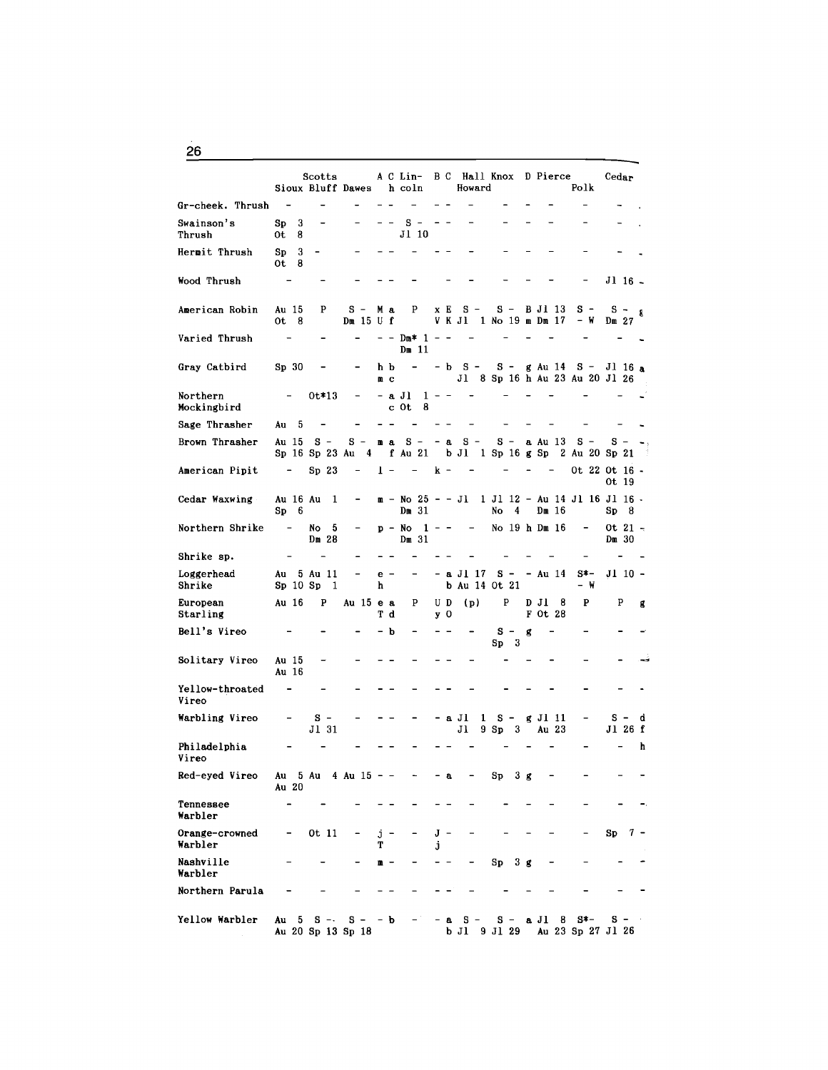| | Sioux | Scotts Bluff | Dawes | A | Ch | Lincoln | B | C | Hall Howard | Knox | D | Pierce | Polk | Cedar | |
|---|---|---|---|---|---|---|---|---|---|---|---|---|---|---|---|
| Gr-cheek. Thrush | - | - | - | - | - | - | - | - | - | - | - | - | - | - | |
| Swainson's Thrush | Sp 3 Ot 8 | - | - | - | - | S - Jl 10 | - | - | - | - | - | - | - | - | |
| Hermit Thrush | Sp 3 Ot 8 | - | - | - | - | - | - | - | - | - | - | - | - | - | |
| Wood Thrush | - | - | - | - | - | - | - | - | - | - | - | - | - | Jl 16 | |
| American Robin | Au 15 Ot 8 | P | S - Dm 15 | M U | a f | P | x V | E K | S - Jl 1 | S - No 19 | B m | Jl 13 Dm 17 | S - - W | S - Dm 27 | g |
| Varied Thrush | - | - | - | - | - | Dm* 1 Dm 11 | - | - | - | - | - | - | - | - | |
| Gray Catbird | Sp 30 | - | - | h m | b c | - | - | b | S - Jl 8 | S - Sp 16 | g h | Au 14 Au 23 | S - Au 20 | Jl 16 Jl 26 | a |
| Northern Mockingbird | - | Ot*13 | - | - | a c | Jl 1 Ot 8 | - | - | - | - | - | - | - | - | |
| Sage Thrasher | Au 5 | - | - | - | - | - | - | - | - | - | - | - | - | - | |
| Brown Thrasher | Au 15 Sp 16 | S - Sp 23 | S - Au 4 | m | a f | S - Au 21 | - | a b | S - Jl 1 | S - Sp 16 | a g | Au 13 Sp 2 | S - Au 20 | S - Sp 21 | - |
| American Pipit | - | Sp 23 | - | l | - | - | k | - | - | - | - | - | Ot 22 | Ot 16 Ot 19 | |
| Cedar Waxwing | Au 16 Sp 6 | Au 1 | - | m | - | No 25 Dm 31 | - | - | Jl 1 | Jl 12 No 4 | - | Au 14 Dm 16 | Jl 16 | Jl 16 Sp 8 | |
| Northern Shrike | - | No 5 Dm 28 | - | p | - | No 1 Dm 31 | - | - | - | No 19 | h | Dm 16 | - | Ot 21 Dm 30 | |
| Shrike sp. | - | - | - | - | - | - | - | - | - | - | - | - | - | - | |
| Loggerhead Shrike | Au 5 Sp 10 | Au 11 Sp 1 | - | e h | - | - | - | a b | Jl 17 Au 14 | S - Ot 21 | - | Au 14 | S*- - W | Jl 10 | |
| European Starling | Au 16 | P | Au 15 | e T | a d | P | U y | D O | (p) | P | D F | Jl 8 Ot 28 | P | P | g |
| Bell's Vireo | - | - | - | - | b | - | - | - | - | S - Sp 3 | g | - | - | - | |
| Solitary Vireo | Au 15 Au 16 | - | - | - | - | - | - | - | - | - | - | - | - | - | |
| Yellow-throated Vireo | - | - | - | - | - | - | - | - | - | - | - | - | - | - | |
| Warbling Vireo | - | S - Jl 31 | - | - | - | - | - | a | Jl 1 Jl 9 | S - Sp 3 | g | Jl 11 Au 23 | - | S - Jl 26 | d f |
| Philadelphia Vireo | - | - | - | - | - | - | - | - | - | - | - | - | - | - | h |
| Red-eyed Vireo | Au 5 Au 20 | Au 4 | Au 15 | - | - | - | - | a | - | Sp 3 | g | - | - | - | |
| Tennessee Warbler | - | - | - | - | - | - | - | - | - | - | - | - | - | - | |
| Orange-crowned Warbler | - | Ot 11 | - | j T | - | - | J j | - | - | - | - | - | - | Sp 7 | |
| Nashville Warbler | - | - | - | m | - | - | - | - | - | Sp 3 | g | - | - | - | |
| Northern Parula | - | - | - | - | - | - | - | - | - | - | - | - | - | - | |
| Yellow Warbler | Au 5 Au 20 | S - Sp 13 | S - Sp 18 | - | b | - | - | a b | S - Jl 9 | S - Jl 29 | a | Jl 8 Au 23 | S*- Sp 27 | S - Jl 26 | |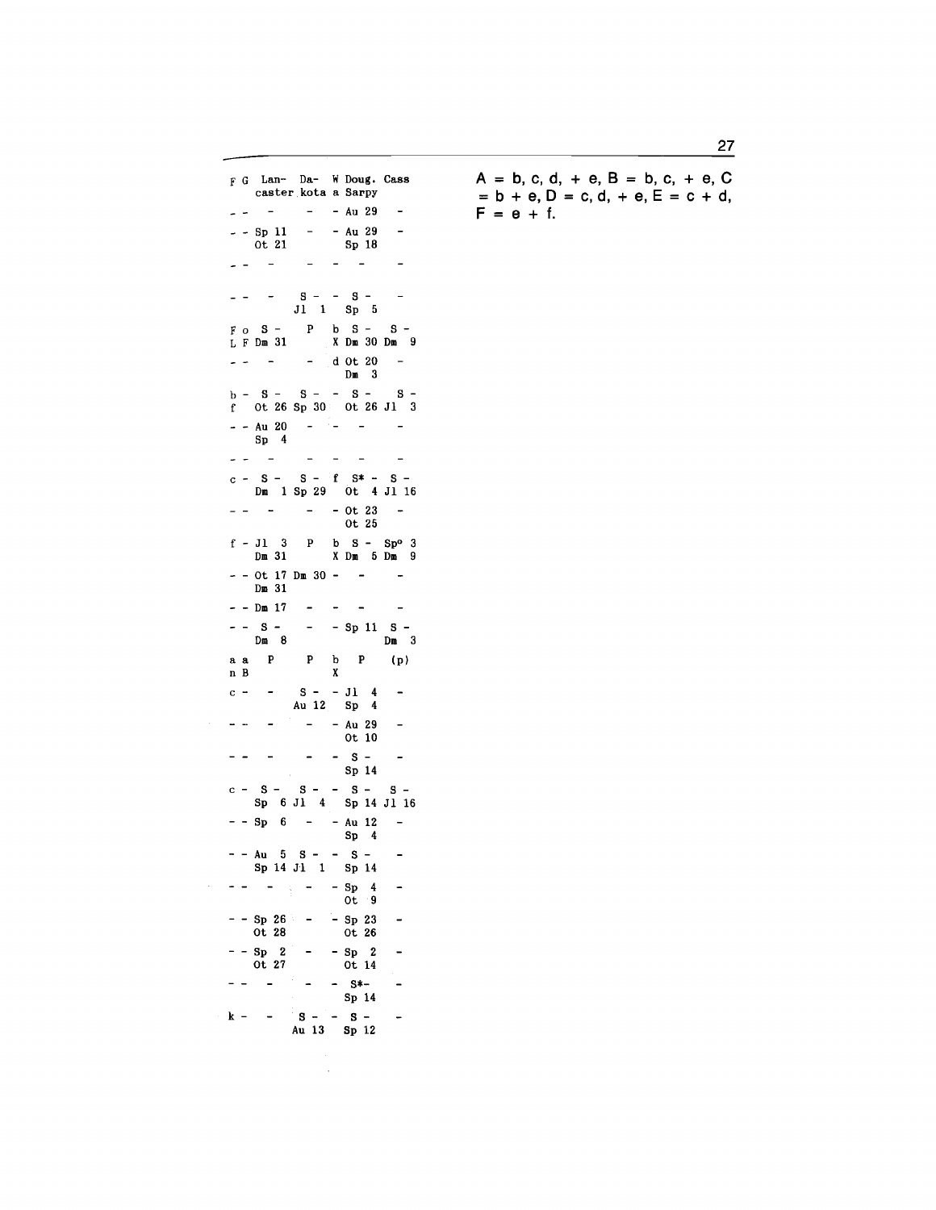| F | G | Lan-caster | Da-kota | W a | Doug. Sarpy | Cass |
|---|---|---|---|---|---|---|
| - | - | - | - | - | Au 29 | - |
| - | - | Sp 11 Ot 21 | - | - | Au 29 Sp 18 | - |
| - | - | - | - | - | - | - |
| - | - | - | S - Jl 1 | - | S - Sp 5 | - |
| F L | o F | S - Dm 31 | P | b X | S - Dm 30 | S - Dm 9 |
| - | - | - | - | d | Ot 20 Dm 3 | - |
| b f | - | S - Ot 26 | S - Sp 30 | - | S - Ot 26 | S - Jl 3 |
| - | - | Au 20 Sp 4 | - | - | - | - |
| - | - | - | - | - | - | - |
| c | - | S - Dm 1 | S - Sp 29 | f | S* - Ot 4 | S - Jl 16 |
| - | - | - | - | - | Ot 23 Ot 25 | - |
| f | - | Jl 3 Dm 31 | P | b X | S - Dm 5 | Sp° 3 Dm 9 |
| - | - | Ot 17 Dm 31 | Dm 30 | - | - | - |
| - | - | Dm 17 | - | - | - | - |
| - | - | S - Dm 8 | - | - | Sp 11 | S - Dm 3 |
| a n | a B | P | P | b X | P | (p) |
| c | - | - | S - Au 12 | - | Jl 4 Sp 4 | - |
| - | - | - | - | - | Au 29 Ot 10 | - |
| - | - | - | - | - | S - Sp 14 | - |
| c | - | S - Sp 6 | S - Jl 4 | - | S - Sp 14 | S - Jl 16 |
| - | - | Sp 6 | - | - | Au 12 Sp 4 | - |
| - | - | Au 5 Sp 14 | S - Jl 1 | - | S - Sp 14 | - |
| - | - | - | - | - | Sp 4 Ot 9 | - |
| - | - | Sp 26 Ot 28 | - | - | Sp 23 Ot 26 | - |
| - | - | Sp 2 Ot 27 | - | - | Sp 2 Ot 14 | - |
| - | - | - | - | - | S*- Sp 14 | - |
| k | - | - | S - Au 13 | - | S - Sp 12 | - |

A = b, c, d, + e, B = b, c, + e, C = b + e, D = c, d, + e, E = c + d, F = e + f.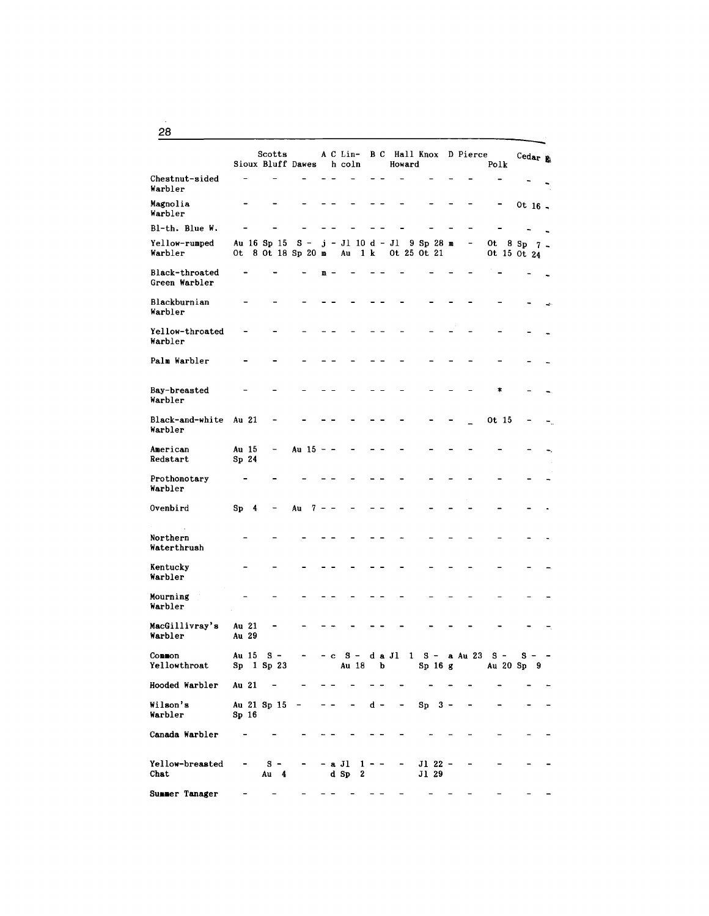| | Sioux | Scotts Bluff | Dawes | A | C | Lin- coln | B | C | Hall Howard | Knox | D | Pierce | Polk | Cedar | B |
|---|---|---|---|---|---|---|---|---|---|---|---|---|---|---|---|
| Chestnut-sided Warbler | - | - | - | - | - | - | - | - | - | - | - | - | - | - | - |
| Magnolia Warbler | - | - | - | - | - | - | - | - | - | - | - | - | - | Ot 16 | - |
| Bl-th. Blue W. | - | - | - | - | - | - | - | - | - | - | - | - | - | - | - |
| Yellow-rumped Warbler | Au 16 Ot 8 | Sp 15 Ot 18 | S - Sp 20 | j m | - | Jl 10 Au 1 | d k | - | Jl 9 Ot 25 | Sp 28 Ot 21 | m | - | Ot 8 Ot 15 | Sp 7 Ot 24 | - |
| Black-throated Green Warbler | - | - | - | m | - | - | - | - | - | - | - | - | - | - | - |
| Blackburnian Warbler | - | - | - | - | - | - | - | - | - | - | - | - | - | - | - |
| Yellow-throated Warbler | - | - | - | - | - | - | - | - | - | - | - | - | - | - | - |
| Palm Warbler | - | - | - | - | - | - | - | - | - | - | - | - | - | - | - |
| Bay-breasted Warbler | - | - | - | - | - | - | - | - | - | - | - | - | * | - | - |
| Black-and-white Warbler | Au 21 | - | - | - | - | - | - | - | - | - | - | - | Ot 15 | - | - |
| American Redstart | Au 15 Sp 24 | - | Au 15 | - | - | - | - | - | - | - | - | - | - | - | - |
| Prothonotary Warbler | - | - | - | - | - | - | - | - | - | - | - | - | - | - | - |
| Ovenbird | Sp 4 | - | Au 7 | - | - | - | - | - | - | - | - | - | - | - | - |
| Northern Waterthrush | - | - | - | - | - | - | - | - | - | - | - | - | - | - | - |
| Kentucky Warbler | - | - | - | - | - | - | - | - | - | - | - | - | - | - | - |
| Mourning Warbler | - | - | - | - | - | - | - | - | - | - | - | - | - | - | - |
| MacGillivray's Warbler | Au 21 Au 29 | - | - | - | - | - | - | - | - | - | - | - | - | - | - |
| Common Yellowthroat | Au 15 Sp 1 | S - Sp 23 | - | - | c | S - Au 18 | d | a b | Jl 1 | S - Sp 16 | a g | Au 23 | S - Au 20 | S - Sp 9 | - |
| Hooded Warbler | Au 21 | - | - | - | - | - | - | - | - | - | - | - | - | - | - |
| Wilson's Warbler | Au 21 Sp 16 | Sp 15 | - | - | - | - | d | - | - | Sp 3 | - | - | - | - | - |
| Canada Warbler | - | - | - | - | - | - | - | - | - | - | - | - | - | - | - |
| Yellow-breasted Chat | - | S - Au 4 | - | - | a d | Jl 1 Sp 2 | - | - | - | Jl 22 Jl 29 | - | - | - | - | - |
| Summer Tanager | - | - | - | - | - | - | - | - | - | - | - | - | - | - | - |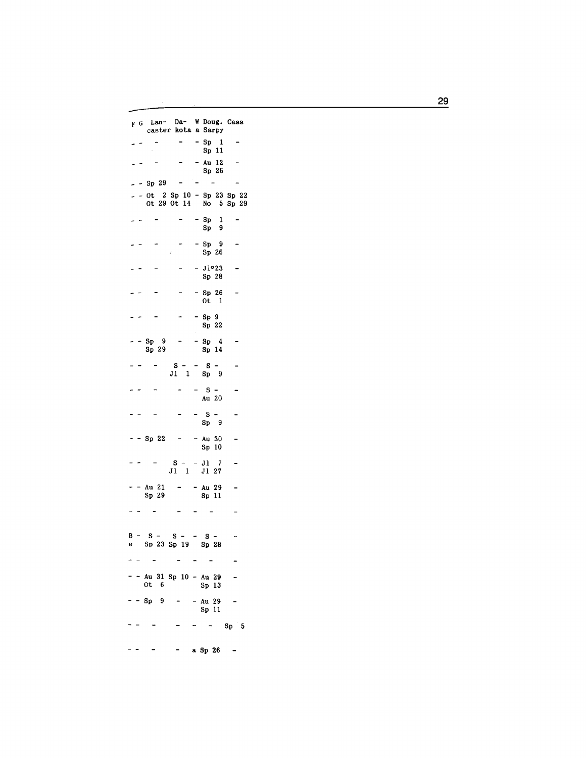| F | G | Lancaster | Dakota | Wa | Doug. Sarpy | Cass |
|---|---|---|---|---|---|---|
| - | - | - | - | - | Sp 1<br>Sp 11 | - |
| - | - | - | - | - | Au 12<br>Sp 26 | - |
| - | - | Sp 29 | - | - | - | - |
| - | - | Ot 2<br>Ot 29 | Sp 10<br>Ot 14 | - | Sp 23<br>No 5 | Sp 22<br>Sp 29 |
| - | - | - | - | - | Sp 1<br>Sp 9 | - |
| - | - | - | - | - | Sp 9<br>Sp 26 | - |
| - | - | - | - | - | Jl°23<br>Sp 28 | - |
| - | - | - | - | - | Sp 26<br>Ot 1 | - |
| - | - | - | - | - | Sp 9<br>Sp 22 | |
| - | - | Sp 9<br>Sp 29 | - | - | Sp 4<br>Sp 14 | - |
| - | - | - | S -<br>Jl 1 | - | S -<br>Sp 9 | - |
| - | - | - | - | - | S -<br>Au 20 | - |
| - | - | - | - | - | S -<br>Sp 9 | - |
| - | - | Sp 22 | - | - | Au 30<br>Sp 10 | - |
| - | - | - | S -<br>Jl 1 | - | Jl 7<br>Jl 27 | - |
| - | - | Au 21<br>Sp 29 | - | - | Au 29<br>Sp 11 | - |
| - | - | - | - | - | - | - |
| B<br>e | - | S -<br>Sp 23 | S -<br>Sp 19 | - | S -<br>Sp 28 | - |
| - | - | - | - | - | - | - |
| - | - | Au 31<br>Ot 6 | Sp 10 | - | Au 29<br>Sp 13 | - |
| - | - | Sp 9 | - | - | Au 29<br>Sp 11 | - |
| - | - | - | - | - | - | Sp 5 |
| - | - | - | - | a | Sp 26 | - |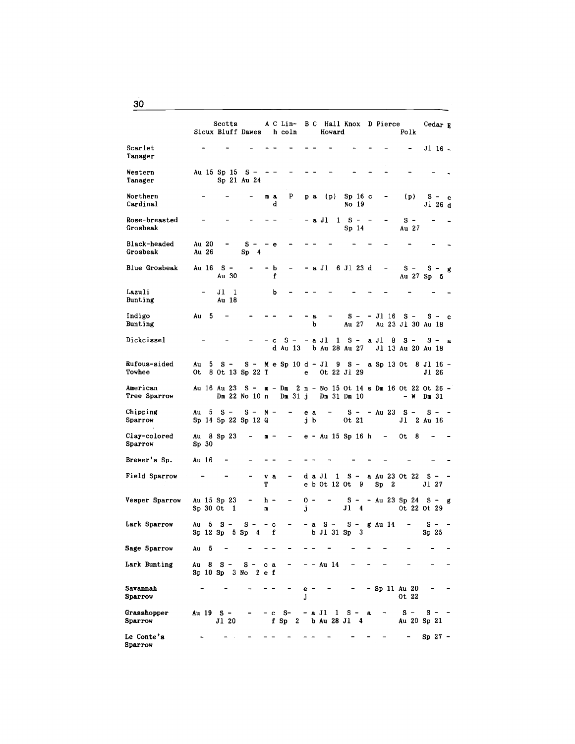| | Sioux | Scotts Bluff | Dawes | A | C | Lincoln | B | C | Hall / Howard | Knox | D | Pierce | Polk | Cedar | E |
|---|---|---|---|---|---|---|---|---|---|---|---|---|---|---|---|
| Scarlet Tanager | - | - | - | - | - | - | - | - | - | - | - | - | - | Jl 16 | - |
| Western Tanager | Au 15 | Sp 15<br>Sp 21 | S -<br>Au 24 | - | - | - | - | - | - | - | - | - | - | - | - |
| Northern Cardinal | - | - | - | m | a<br>d | P | p | a | (p) | Sp 16<br>No 19 | c | - | (p) | S -<br>Jl 26 | c<br>d |
| Rose-breasted Grosbeak | - | - | - | - | - | - | - | a | Jl 1 | S -<br>Sp 14 | - | - | S -<br>Au 27 | - | - |
| Black-headed Grosbeak | Au 20<br>Au 26 | - | S -<br>Sp 4 | - | e | - | - | - | - | - | - | - | - | - | - |
| Blue Grosbeak | Au 16 | S -<br>Au 30 | - | - | b<br>f | - | - | a | Jl 6 | Jl 23 | d | - | S -<br>Au 27 | S -<br>Sp 5 | g |
| Lazuli Bunting | - | Jl 1<br>Au 18 | | | b | - | - | - | - | - | - | - | - | - | - |
| Indigo Bunting | Au 5 | - | - | - | - | - | - | a<br>b | - | S -<br>Au 27 | - | Jl 16<br>Au 23 | S -<br>Jl 30 | S -<br>Au 18 | c |
| Dickcissel | - | - | - | - | c<br>d | S -<br>Au 13 | - | a<br>b | Jl 1<br>Au 28 | S -<br>Au 27 | a | Jl 8<br>Jl 13 | S -<br>Au 20 | S -<br>Au 18 | a |
| Rufous-sided Towhee | Au 5<br>Ot 8 | S -<br>Ot 13 | S -<br>Sp 22 | M<br>T | e | Sp 10 | d<br>e | - | Jl 9<br>Ot 22 | S -<br>Jl 29 | a | Sp 13 | Ot 8 | Jl 16<br>Jl 26 | - |
| American Tree Sparrow | Au 16 | Au 23<br>Dm 22 | S -<br>No 10 | m<br>n | - | Dm 2<br>Dm 31 | n<br>j | - | No 15<br>Dm 31 | Ot 14<br>Dm 10 | s | Dm 16 | Ot 22<br>- W | Ot 26<br>Dm 31 | - |
| Chipping Sparrow | Au 5<br>Sp 14 | S -<br>Sp 22 | S -<br>Sp 12 | N<br>Q | - | - | e<br>j | a<br>b | - | S -<br>Ot 21 | - | Au 23 | S -<br>Jl 2 | S -<br>Au 16 | - |
| Clay-colored Sparrow | Au 8<br>Sp 30 | Sp 23 | - | m | - | - | e | - | Au 15 | Sp 16 | h | - | Ot 8 | - | - |
| Brewer's Sp. | Au 16 | - | - | - | - | - | - | - | - | - | - | - | - | - | - |
| Field Sparrow | - | - | - | v<br>T | a | - | d<br>e | a<br>b | Jl 1<br>Ot 12 | S -<br>Ot 9 | a | Au 23<br>Sp 2 | Ot 22 | S -<br>Jl 27 | - |
| Vesper Sparrow | Au 15<br>Sp 30 | Sp 23<br>Ot 1 | - | h<br>m | - | - | O<br>j | - | - | S -<br>Jl 4 | - | Au 23 | Sp 24<br>Ot 22 | S -<br>Ot 29 | g |
| Lark Sparrow | Au 5<br>Sp 12 | S -<br>Sp 5 | S -<br>Sp 4 | - | c<br>f | - | - | a<br>b | S -<br>Jl 31 | S -<br>Sp 3 | g | Au 14 | - | S -<br>Sp 25 | - |
| Sage Sparrow | Au 5 | - | - | - | - | - | - | - | - | - | - | - | - | - | - |
| Lark Bunting | Au 8<br>Sp 10 | S -<br>Sp 3 | S -<br>No 2 | c<br>e | a<br>f | - | - | - | Au 14 | - | - | - | - | - | - |
| Savannah Sparrow | - | - | - | - | - | - | e<br>j | - | - | - | - | Sp 11 | Au 20<br>Ot 22 | - | - |
| Grasshopper Sparrow | Au 19 | S -<br>Jl 20 | - | - | c<br>f | S-<br>Sp 2 | - | a<br>b | Jl 1<br>Au 28 | S -<br>Jl 4 | a | - | S -<br>Au 20 | S -<br>Sp 21 | - |
| Le Conte's Sparrow | - | - | - | - | - | - | - | - | - | - | - | - | - | Sp 27 | - |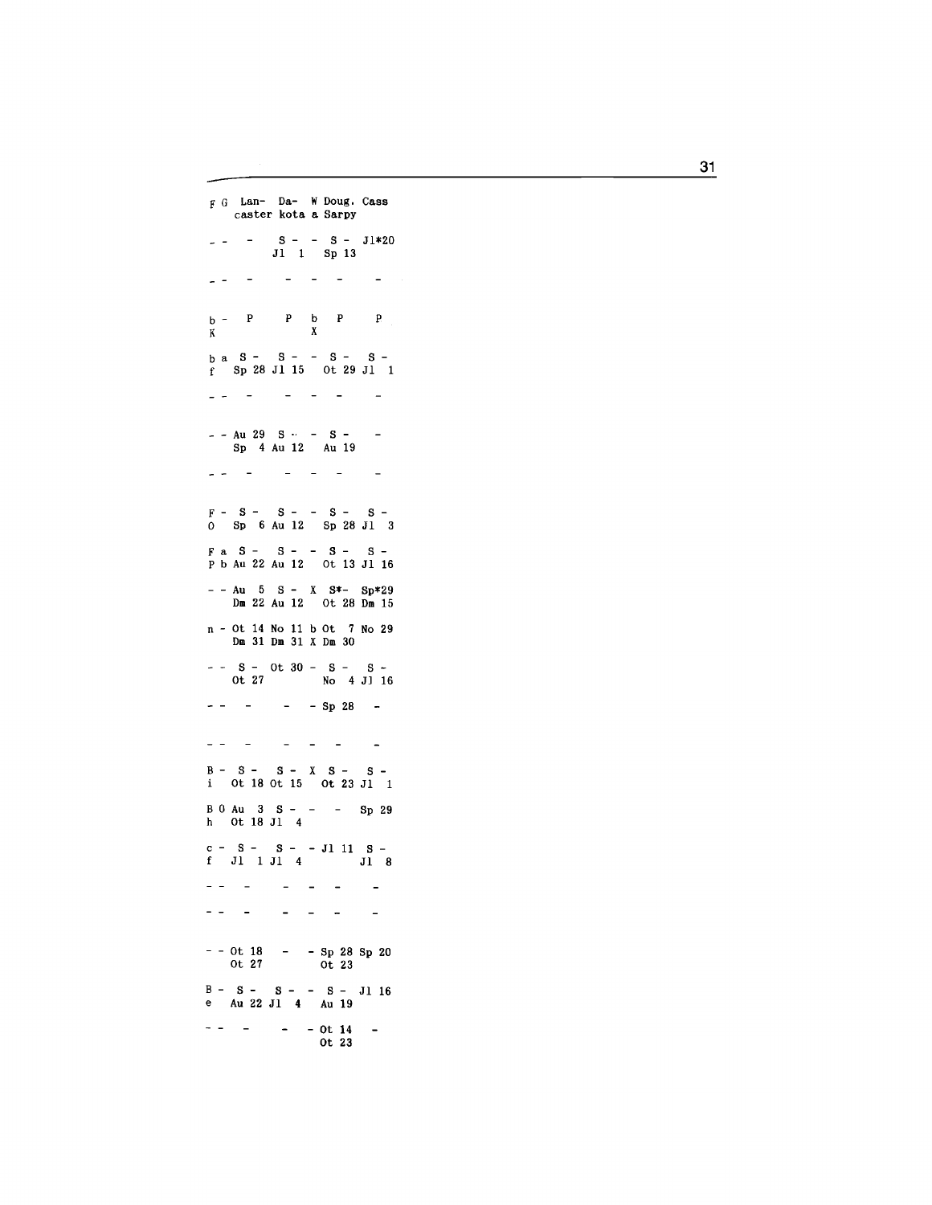| F | G | Lan-caster | Da-kota | W a | Doug. Sarpy | Cass |
|---|---|---|---|---|---|---|
| - | - | - | S - Jl 1 | - | S - Sp 13 | Jl*20 |
| - | - | - | - | - | - | - |
| b K | - | P | P | b X | P | P |
| b f | a | S - Sp 28 | S - Jl 15 | - | S - Ot 29 | S - Jl 1 |
| - | - | - | - | - | - | - |
| - | - | Au 29 Sp 4 | S - Au 12 | - | S - Au 19 | - |
| - | - | - | - | - | - | - |
| F O | - | S - Sp 6 | S - Au 12 | - | S - Sp 28 | S - Jl 3 |
| F P | a b | S - Au 22 | S - Au 12 | - | S - Ot 13 | S - Jl 16 |
| - | - | Au 5 Dm 22 | S - Au 12 | X | S*- Ot 28 | Sp*29 Dm 15 |
| n | - | Ot 14 Dm 31 | No 11 Dm 31 | b X | Ot 7 Dm 30 | No 29 |
| - | - | S - Ot 27 | Ot 30 | - | S - No 4 | S - Jl 16 |
| - | - | - | - | - | Sp 28 | - |
| - | - | - | - | - | - | - |
| B i | - | S - Ot 18 | S - Ot 15 | X | S - Ot 23 | S - Jl 1 |
| B h | O | Au 3 Ot 18 | S - Jl 4 | - | - | Sp 29 |
| c f | - | S - Jl 1 | S - Jl 4 | - | Jl 11 | S - Jl 8 |
| - | - | - | - | - | - | - |
| - | - | - | - | - | - | - |
| - | - | Ot 18 Ot 27 | - | - | Sp 28 Ot 23 | Sp 20 |
| B e | - | S - Au 22 | S - Jl 4 | - | S - Au 19 | Jl 16 |
| - | - | - | - | - | Ot 14 Ot 23 | - |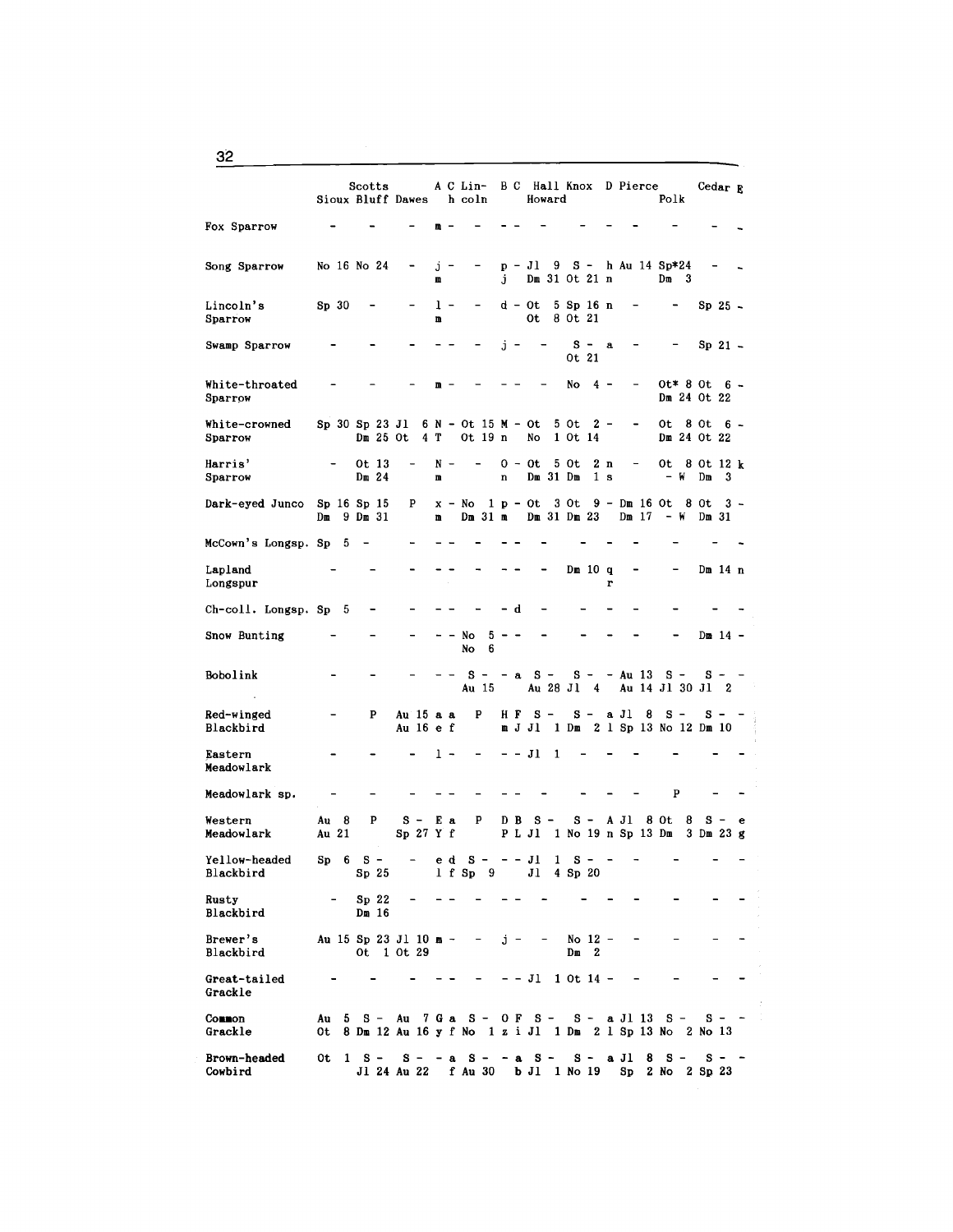| | Sioux | Scotts Bluff | Dawes | A | C | Lincoln | B | C | Hall Howard | Knox | D | Pierce | Polk | Cedar | E |
|---|---|---|---|---|---|---|---|---|---|---|---|---|---|---|---|
| Fox Sparrow | - | - | - | m | - | - | - | - | - | - | - | - | - | - | - |
| Song Sparrow | No 16 | No 24 | - | j m | - | - | p j | - | Jl 9 Dm 31 | S - Ot 21 | h n | Au 14 | Sp*24 Dm 3 | - | - |
| Lincoln's Sparrow | Sp 30 | - | - | l m | - | - | d | - | Ot 5 Ot 8 | Sp 16 Ot 21 | n | - | - | Sp 25 | - |
| Swamp Sparrow | - | - | - | - | - | - | j | - | - | S - Ot 21 | a | - | - | Sp 21 | - |
| White-throated Sparrow | - | - | - | m | - | - | - | - | - | No 4 | - | - | Ot* 8 Dm 24 | Ot 6 Ot 22 | - |
| White-crowned Sparrow | Sp 30 | Sp 23 Dm 25 | Jl 6 Ot 4 | N T | - | Ot 15 Ot 19 | M n | - | Ot 5 No 1 | Ot 2 Ot 14 | - | - | Ot 8 Dm 24 | Ot 6 Ot 22 | - |
| Harris' Sparrow | - | Ot 13 Dm 24 | - | N m | - | - | O n | - | Ot 5 Dm 31 | Ot 2 Dm 1 | n s | - | Ot 8 - W | Ot 12 Dm 3 | k |
| Dark-eyed Junco | Sp 16 Dm 9 | Sp 15 Dm 31 | P | x m | - | No 1 Dm 31 | p m | - | Ot 3 Dm 31 | Ot 9 Dm 23 | - | Dm 16 Dm 17 | Ot 8 - W | Ot 3 Dm 31 | - |
| McCown's Longsp. | Sp 5 | - | - | - | - | - | - | - | - | - | - | - | - | - | - |
| Lapland Longspur | - | - | - | - | - | - | - | - | - | Dm 10 | q r | - | - | Dm 14 | n |
| Ch-coll. Longsp. | Sp 5 | - | - | - | - | - | - | d | - | - | - | - | - | - | - |
| Snow Bunting | - | - | - | - | - | No 5 No 6 | - | - | - | - | - | - | - | Dm 14 | - |
| Bobolink | - | - | - | - | - | S - Au 15 | - | a | S - Au 28 | S - Jl 4 | - | Au 13 Au 14 | S - Jl 30 | S - Jl 2 | - |
| Red-winged Blackbird | - | P | Au 15 Au 16 | a e | a f | P | H m | F J | S - Jl 1 | S - Dm 2 | a l | Jl 8 Sp 13 | S - No 12 | S - Dm 10 | - |
| Eastern Meadowlark | - | - | - | l | - | - | - | - | Jl 1 | - | - | - | - | - | - |
| Meadowlark sp. | - | - | - | - | - | - | - | - | - | - | - | - | P | - | - |
| Western Meadowlark | Au 8 Au 21 | P | S - Sp 27 | E Y | a f | P | D P | B L | S - Jl 1 | S - No 19 | A n | Jl 8 Sp 13 | Ot 8 Dm 3 | S - Dm 23 | e g |
| Yellow-headed Blackbird | Sp 6 | S - Sp 25 | - | e l | d f | S - Sp 9 | - | - | Jl 1 Jl 4 | S - Sp 20 | - | - | - | - | - |
| Rusty Blackbird | - | Sp 22 Dm 16 | - | - | - | - | - | - | - | - | - | - | - | - | - |
| Brewer's Blackbird | Au 15 | Sp 23 Ot 1 | Jl 10 Ot 29 | m | - | - | j | - | - | No 12 Dm 2 | - | - | - | - | - |
| Great-tailed Grackle | - | - | - | - | - | - | - | - | Jl 1 | Ot 14 | - | - | - | - | - |
| Common Grackle | Au 5 Ot 8 | S - Dm 12 | Au 7 Au 16 | G y | a f | S - No 1 | O z | F i | S - Jl 1 | S - Dm 2 | a l | Jl 13 Sp 13 | S - No 2 | S - No 13 | - |
| Brown-headed Cowbird | Ot 1 | S - Jl 24 | S - Au 22 | - | a f | S - Au 30 | - | a b | S - Jl 1 | S - No 19 | a | Jl 8 Sp 2 | S - No 2 | S - Sp 23 | - |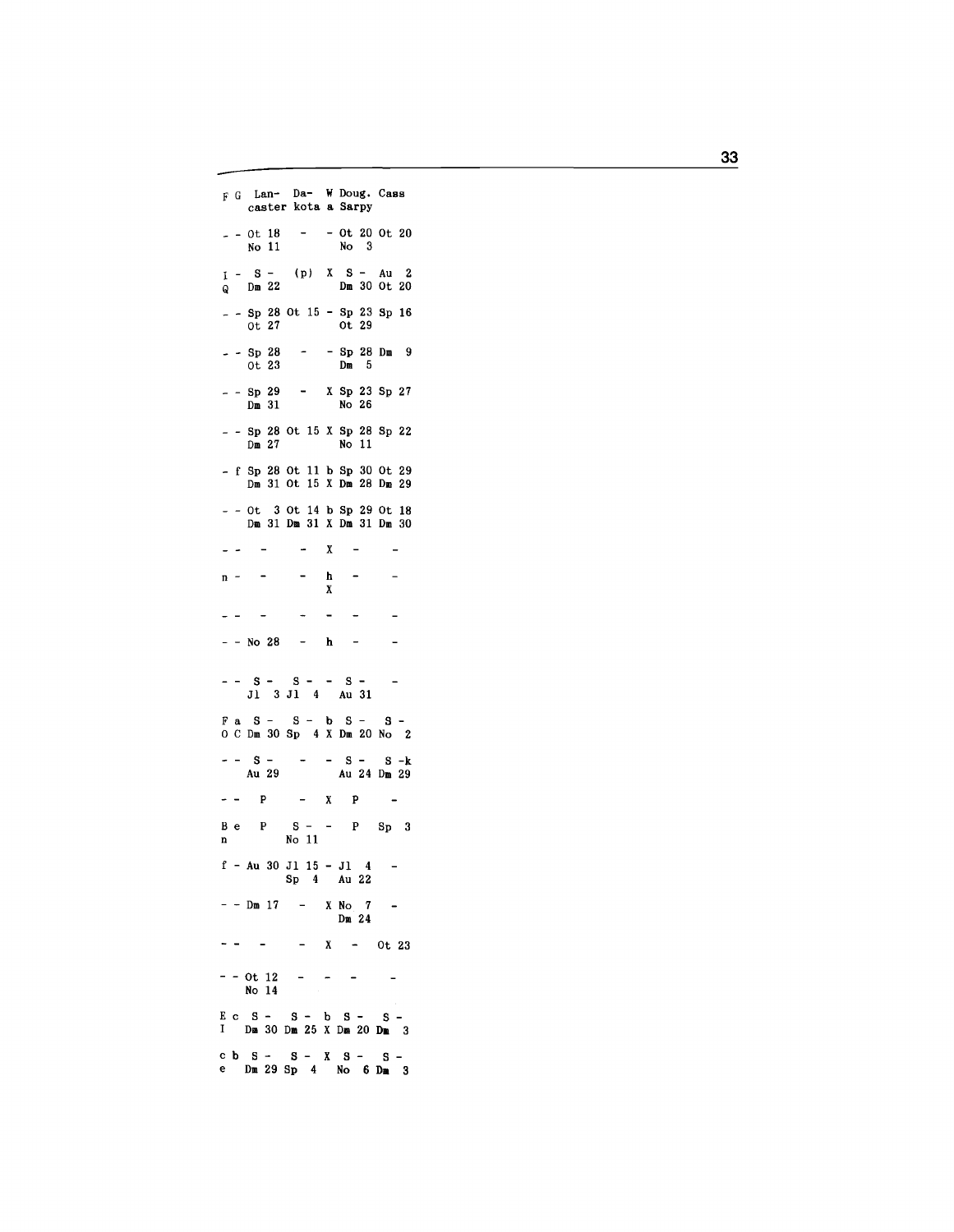| F | G | Lan-caster | Da-kota | W a | Doug. Sarpy | Cass |
|---|---|---|---|---|---|---|
| - | - | Ot 18 No 11 | - | - | Ot 20 No 3 | Ot 20 |
| I Q | - | S - Dm 22 | (p) | X | S - Dm 30 | Au 2 Ot 20 |
| - | - | Sp 28 Ot 27 | Ot 15 | - | Sp 23 Ot 29 | Sp 16 |
| - | - | Sp 28 Ot 23 | - | - | Sp 28 Dm 5 | Dm 9 |
| - | - | Sp 29 Dm 31 | - | X | Sp 23 No 26 | Sp 27 |
| - | - | Sp 28 Dm 27 | Ot 15 | X | Sp 28 No 11 | Sp 22 |
| - | f | Sp 28 Dm 31 | Ot 11 Ot 15 | b X | Sp 30 Dm 28 | Ot 29 Dm 29 |
| - | - | Ot 3 Dm 31 | Ot 14 Dm 31 | b X | Sp 29 Dm 31 | Ot 18 Dm 30 |
| - | - | - | - | X | - | - |
| n | - | - | - | h X | - | - |
| - | - | - | - | - | - | - |
| - | - | No 28 | - | h | - | - |
| - | - | S - Jl 3 | S - Jl 4 | - | S - Au 31 | - |
| F O | a C | S - Dm 30 | S - Sp 4 | b X | S - Dm 20 | S - No 2 |
| - | - | S - Au 29 | - | - | S - Au 24 | S -k Dm 29 |
| - | - | P | - | X | P | - |
| B n | e | P | S - No 11 | - | P | Sp 3 |
| f | - | Au 30 | Jl 15 Sp 4 | - | Jl 4 Au 22 | - |
| - | - | Dm 17 | - | X | No 7 Dm 24 | - |
| - | - | - | - | X | - | Ot 23 |
| - | - | Ot 12 No 14 | - | - | - | - |
| E I | c | S - Dm 30 | S - Dm 25 | b X | S - Dm 20 | S - Dm 3 |
| c e | b | S - Dm 29 | S - Sp 4 | X | S - No 6 | S - Dm 3 |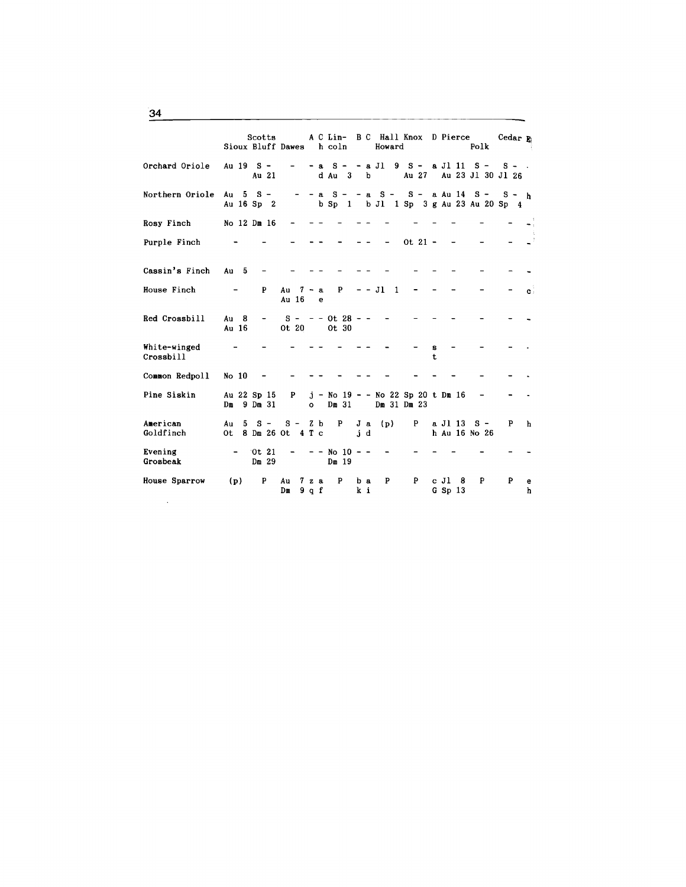| | Sioux | Scotts Bluff | Dawes | A | C | Lincoln | B | C | Hall Howard | Knox | D | Pierce | Polk | Cedar | E |
|---|---|---|---|---|---|---|---|---|---|---|---|---|---|---|---|
| Orchard Oriole | Au 19 | S - Au 21 | - | - | a d | S - Au 3 | - | a b | Jl 9 | S - Au 27 | a | Jl 11 Au 23 | S - Jl 30 | S - Jl 26 | . |
| Northern Oriole | Au 5 Au 16 | S - Sp 2 | - | - | a b | S - Sp 1 | - | a b | S - Jl 1 | S - Sp 3 | a g | Au 14 Au 23 | S - Au 20 | S - Sp 4 | h |
| Rosy Finch | No 12 | Dm 16 | - | - | - | - | - | - | - | - | - | - | - | - | - |
| Purple Finch | - | - | - | - | - | - | - | - | - | Ot 21 | - | - | - | - | - |
| Cassin's Finch | Au 5 | - | - | - | - | - | - | - | - | - | - | - | - | - | - |
| House Finch | - | P | Au 7 Au 16 | - | a e | P | - | - | Jl 1 | - | - | - | - | - | c |
| Red Crossbill | Au 8 Au 16 | - | S - Ot 20 | - | - | Ot 28 Ot 30 | - | - | - | - | - | - | - | - | - |
| White-winged Crossbill | - | - | - | - | - | - | - | - | - | - | s t | - | - | - | . |
| Common Redpoll | No 10 | - | - | - | - | - | - | - | - | - | - | - | - | - | . |
| Pine Siskin | Au 22 Dm 9 | Sp 15 Dm 31 | P | j o | - | No 19 Dm 31 | - | - | No 22 Dm 31 | Sp 20 Dm 23 | t | Dm 16 | - | - | - |
| American Goldfinch | Au 5 Ot 8 | S - Dm 26 | S - Ot 4 | Z T | b c | P | J j | a d | (p) | P | a h | Jl 13 Au 16 | S - No 26 | P | h |
| Evening Grosbeak | - | Ot 21 Dm 29 | - | - | - | No 10 Dm 19 | - | - | - | - | - | - | - | - | - |
| House Sparrow | (p) | P | Au 7 Dm 9 | z q | a f | P | b k | a i | P | P | c G | Jl 8 Sp 13 | P | P | e h |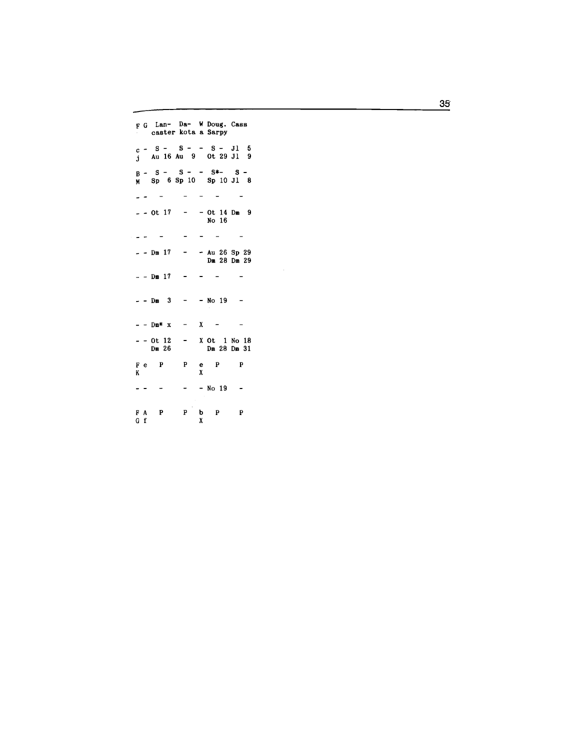| F | G | Lan-caster | Da-kota | W a | Doug. Sarpy | Cass |
|---|---|---|---|---|---|---|
| c j | - | S - Au 16 | S - Au 9 | - | S - Ot 29 | Jl 5 Jl 9 |
| B M | - | S - Sp 6 | S - Sp 10 | - | S*- Sp 10 | S - Jl 8 |
| - | - | - | - | - | - | - |
| - | - | Ot 17 | - | - | Ot 14 No 16 | Dm 9 |
| - | - | - | - | - | - | - |
| - | - | Dm 17 | - | - | Au 26 Dm 28 | Sp 29 Dm 29 |
| - | - | Dm 17 | - | - | - | - |
| - | - | Dm 3 | - | - | No 19 | - |
| - | - | Dm* x | - | X | - | - |
| - | - | Ot 12 Dm 26 | - | X | Ot 1 Dm 28 | No 18 Dm 31 |
| F K | e | P | P | e X | P | P |
| - | - | - | - | - | No 19 | - |
| F G | A f | P | P | b X | P | P |